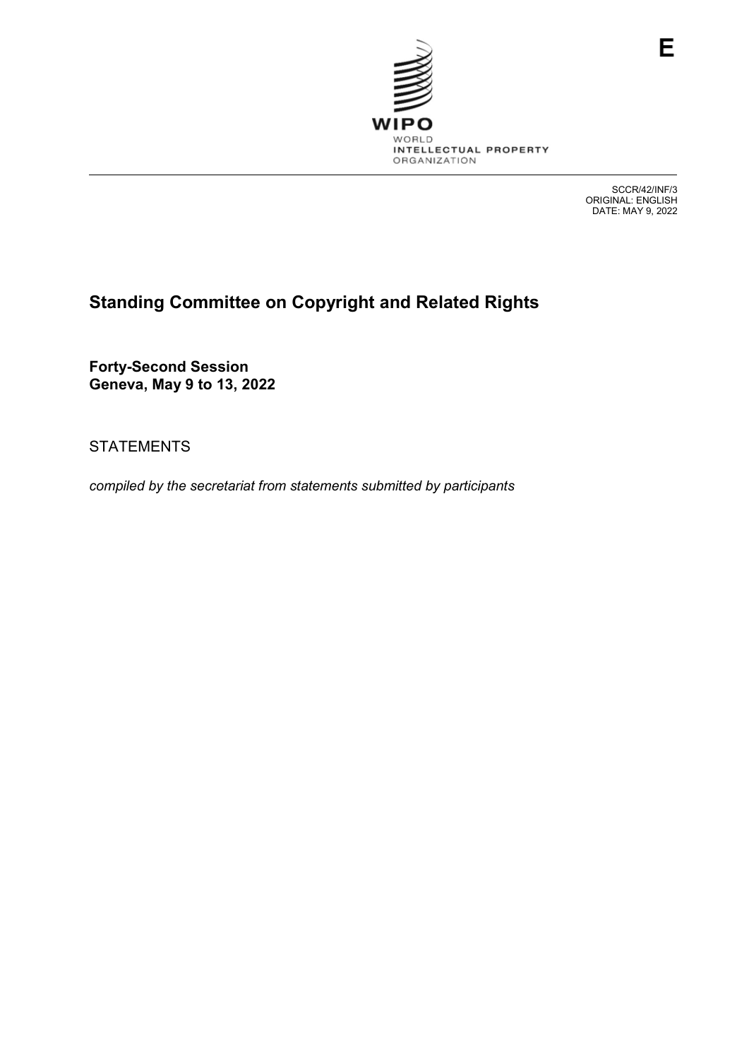E

WIPO
WORLD
INTELLECTUAL PROPERTY
ORGANIZATION

SCCR/42/INF/3
ORIGINAL: ENGLISH
DATE: MAY 9, 2022

# Standing Committee on Copyright and Related Rights

**Forty-Second Session**
**Geneva, May 9 to 13, 2022**

STATEMENTS

*compiled by the secretariat from statements submitted by participants*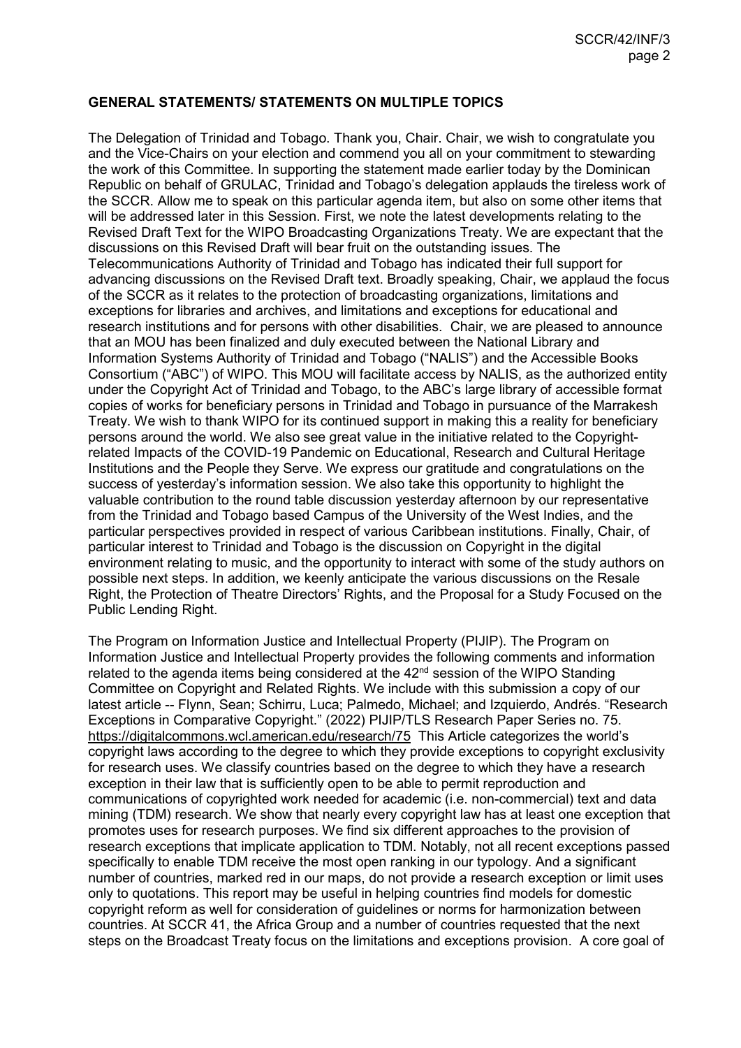## GENERAL STATEMENTS/ STATEMENTS ON MULTIPLE TOPICS

The Delegation of Trinidad and Tobago. Thank you, Chair. Chair, we wish to congratulate you and the Vice-Chairs on your election and commend you all on your commitment to stewarding the work of this Committee. In supporting the statement made earlier today by the Dominican Republic on behalf of GRULAC, Trinidad and Tobago's delegation applauds the tireless work of the SCCR. Allow me to speak on this particular agenda item, but also on some other items that will be addressed later in this Session. First, we note the latest developments relating to the Revised Draft Text for the WIPO Broadcasting Organizations Treaty. We are expectant that the discussions on this Revised Draft will bear fruit on the outstanding issues. The Telecommunications Authority of Trinidad and Tobago has indicated their full support for advancing discussions on the Revised Draft text. Broadly speaking, Chair, we applaud the focus of the SCCR as it relates to the protection of broadcasting organizations, limitations and exceptions for libraries and archives, and limitations and exceptions for educational and research institutions and for persons with other disabilities. Chair, we are pleased to announce that an MOU has been finalized and duly executed between the National Library and Information Systems Authority of Trinidad and Tobago ("NALIS") and the Accessible Books Consortium ("ABC") of WIPO. This MOU will facilitate access by NALIS, as the authorized entity under the Copyright Act of Trinidad and Tobago, to the ABC's large library of accessible format copies of works for beneficiary persons in Trinidad and Tobago in pursuance of the Marrakesh Treaty. We wish to thank WIPO for its continued support in making this a reality for beneficiary persons around the world. We also see great value in the initiative related to the Copyright-related Impacts of the COVID-19 Pandemic on Educational, Research and Cultural Heritage Institutions and the People they Serve. We express our gratitude and congratulations on the success of yesterday's information session. We also take this opportunity to highlight the valuable contribution to the round table discussion yesterday afternoon by our representative from the Trinidad and Tobago based Campus of the University of the West Indies, and the particular perspectives provided in respect of various Caribbean institutions. Finally, Chair, of particular interest to Trinidad and Tobago is the discussion on Copyright in the digital environment relating to music, and the opportunity to interact with some of the study authors on possible next steps. In addition, we keenly anticipate the various discussions on the Resale Right, the Protection of Theatre Directors' Rights, and the Proposal for a Study Focused on the Public Lending Right.

The Program on Information Justice and Intellectual Property (PIJIP). The Program on Information Justice and Intellectual Property provides the following comments and information related to the agenda items being considered at the 42nd session of the WIPO Standing Committee on Copyright and Related Rights. We include with this submission a copy of our latest article -- Flynn, Sean; Schirru, Luca; Palmedo, Michael; and Izquierdo, Andrés. "Research Exceptions in Comparative Copyright." (2022) PIJIP/TLS Research Paper Series no. 75. https://digitalcommons.wcl.american.edu/research/75 This Article categorizes the world's copyright laws according to the degree to which they provide exceptions to copyright exclusivity for research uses. We classify countries based on the degree to which they have a research exception in their law that is sufficiently open to be able to permit reproduction and communications of copyrighted work needed for academic (i.e. non-commercial) text and data mining (TDM) research. We show that nearly every copyright law has at least one exception that promotes uses for research purposes. We find six different approaches to the provision of research exceptions that implicate application to TDM. Notably, not all recent exceptions passed specifically to enable TDM receive the most open ranking in our typology. And a significant number of countries, marked red in our maps, do not provide a research exception or limit uses only to quotations. This report may be useful in helping countries find models for domestic copyright reform as well for consideration of guidelines or norms for harmonization between countries. At SCCR 41, the Africa Group and a number of countries requested that the next steps on the Broadcast Treaty focus on the limitations and exceptions provision. A core goal of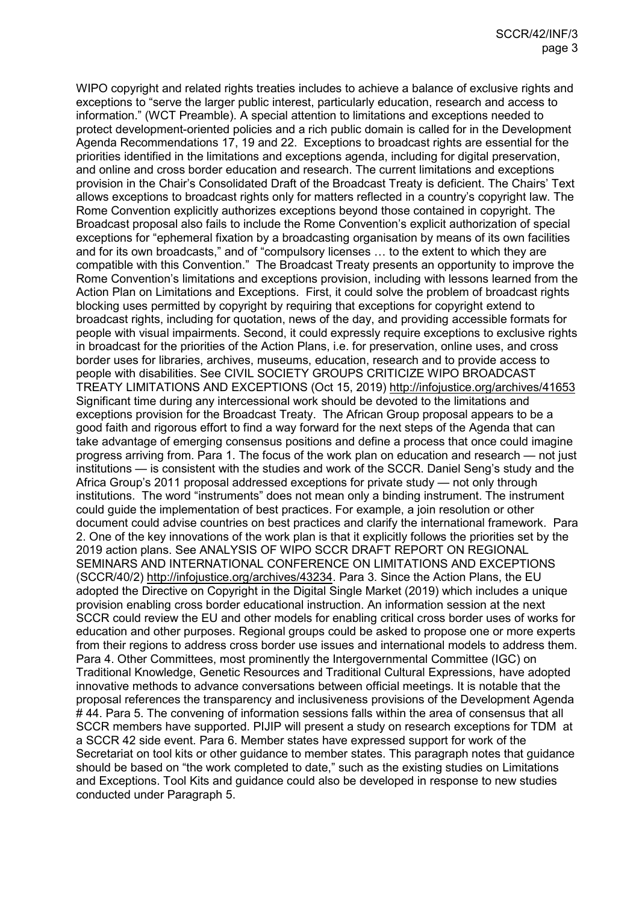WIPO copyright and related rights treaties includes to achieve a balance of exclusive rights and exceptions to "serve the larger public interest, particularly education, research and access to information." (WCT Preamble). A special attention to limitations and exceptions needed to protect development-oriented policies and a rich public domain is called for in the Development Agenda Recommendations 17, 19 and 22. Exceptions to broadcast rights are essential for the priorities identified in the limitations and exceptions agenda, including for digital preservation, and online and cross border education and research. The current limitations and exceptions provision in the Chair's Consolidated Draft of the Broadcast Treaty is deficient. The Chairs' Text allows exceptions to broadcast rights only for matters reflected in a country's copyright law. The Rome Convention explicitly authorizes exceptions beyond those contained in copyright. The Broadcast proposal also fails to include the Rome Convention's explicit authorization of special exceptions for "ephemeral fixation by a broadcasting organisation by means of its own facilities and for its own broadcasts," and of "compulsory licenses … to the extent to which they are compatible with this Convention." The Broadcast Treaty presents an opportunity to improve the Rome Convention's limitations and exceptions provision, including with lessons learned from the Action Plan on Limitations and Exceptions. First, it could solve the problem of broadcast rights blocking uses permitted by copyright by requiring that exceptions for copyright extend to broadcast rights, including for quotation, news of the day, and providing accessible formats for people with visual impairments. Second, it could expressly require exceptions to exclusive rights in broadcast for the priorities of the Action Plans, i.e. for preservation, online uses, and cross border uses for libraries, archives, museums, education, research and to provide access to people with disabilities. See CIVIL SOCIETY GROUPS CRITICIZE WIPO BROADCAST TREATY LIMITATIONS AND EXCEPTIONS (Oct 15, 2019) http://infojustice.org/archives/41653 Significant time during any intercessional work should be devoted to the limitations and exceptions provision for the Broadcast Treaty. The African Group proposal appears to be a good faith and rigorous effort to find a way forward for the next steps of the Agenda that can take advantage of emerging consensus positions and define a process that once could imagine progress arriving from. Para 1. The focus of the work plan on education and research — not just institutions — is consistent with the studies and work of the SCCR. Daniel Seng's study and the Africa Group's 2011 proposal addressed exceptions for private study — not only through institutions. The word "instruments" does not mean only a binding instrument. The instrument could guide the implementation of best practices. For example, a join resolution or other document could advise countries on best practices and clarify the international framework. Para 2. One of the key innovations of the work plan is that it explicitly follows the priorities set by the 2019 action plans. See ANALYSIS OF WIPO SCCR DRAFT REPORT ON REGIONAL SEMINARS AND INTERNATIONAL CONFERENCE ON LIMITATIONS AND EXCEPTIONS (SCCR/40/2) http://infojustice.org/archives/43234. Para 3. Since the Action Plans, the EU adopted the Directive on Copyright in the Digital Single Market (2019) which includes a unique provision enabling cross border educational instruction. An information session at the next SCCR could review the EU and other models for enabling critical cross border uses of works for education and other purposes. Regional groups could be asked to propose one or more experts from their regions to address cross border use issues and international models to address them. Para 4. Other Committees, most prominently the Intergovernmental Committee (IGC) on Traditional Knowledge, Genetic Resources and Traditional Cultural Expressions, have adopted innovative methods to advance conversations between official meetings. It is notable that the proposal references the transparency and inclusiveness provisions of the Development Agenda # 44. Para 5. The convening of information sessions falls within the area of consensus that all SCCR members have supported. PIJIP will present a study on research exceptions for TDM at a SCCR 42 side event. Para 6. Member states have expressed support for work of the Secretariat on tool kits or other guidance to member states. This paragraph notes that guidance should be based on "the work completed to date," such as the existing studies on Limitations and Exceptions. Tool Kits and guidance could also be developed in response to new studies conducted under Paragraph 5.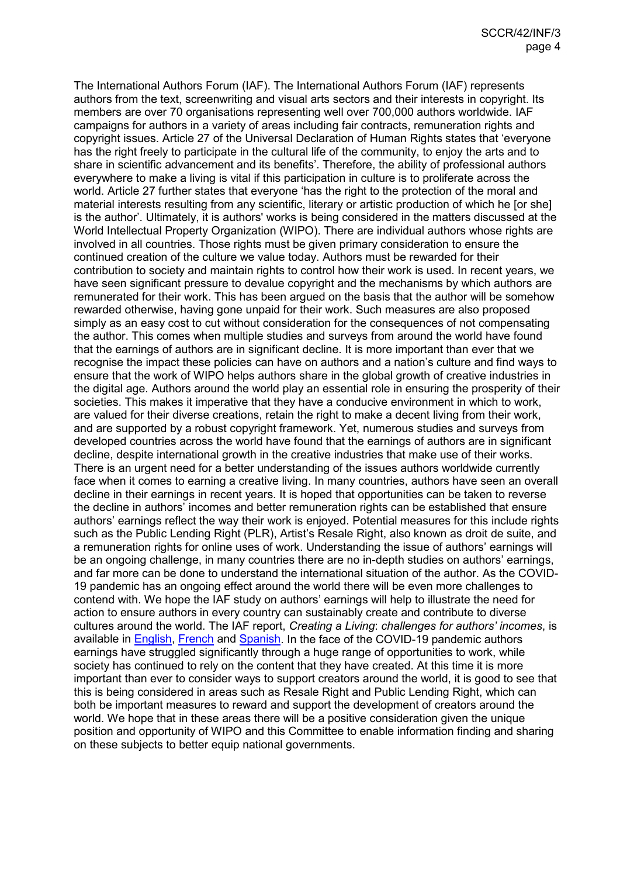The International Authors Forum (IAF). The International Authors Forum (IAF) represents authors from the text, screenwriting and visual arts sectors and their interests in copyright. Its members are over 70 organisations representing well over 700,000 authors worldwide. IAF campaigns for authors in a variety of areas including fair contracts, remuneration rights and copyright issues. Article 27 of the Universal Declaration of Human Rights states that 'everyone has the right freely to participate in the cultural life of the community, to enjoy the arts and to share in scientific advancement and its benefits'. Therefore, the ability of professional authors everywhere to make a living is vital if this participation in culture is to proliferate across the world. Article 27 further states that everyone 'has the right to the protection of the moral and material interests resulting from any scientific, literary or artistic production of which he [or she] is the author'. Ultimately, it is authors' works is being considered in the matters discussed at the World Intellectual Property Organization (WIPO). There are individual authors whose rights are involved in all countries. Those rights must be given primary consideration to ensure the continued creation of the culture we value today. Authors must be rewarded for their contribution to society and maintain rights to control how their work is used. In recent years, we have seen significant pressure to devalue copyright and the mechanisms by which authors are remunerated for their work. This has been argued on the basis that the author will be somehow rewarded otherwise, having gone unpaid for their work. Such measures are also proposed simply as an easy cost to cut without consideration for the consequences of not compensating the author. This comes when multiple studies and surveys from around the world have found that the earnings of authors are in significant decline. It is more important than ever that we recognise the impact these policies can have on authors and a nation's culture and find ways to ensure that the work of WIPO helps authors share in the global growth of creative industries in the digital age. Authors around the world play an essential role in ensuring the prosperity of their societies. This makes it imperative that they have a conducive environment in which to work, are valued for their diverse creations, retain the right to make a decent living from their work, and are supported by a robust copyright framework. Yet, numerous studies and surveys from developed countries across the world have found that the earnings of authors are in significant decline, despite international growth in the creative industries that make use of their works. There is an urgent need for a better understanding of the issues authors worldwide currently face when it comes to earning a creative living. In many countries, authors have seen an overall decline in their earnings in recent years. It is hoped that opportunities can be taken to reverse the decline in authors' incomes and better remuneration rights can be established that ensure authors' earnings reflect the way their work is enjoyed. Potential measures for this include rights such as the Public Lending Right (PLR), Artist's Resale Right, also known as droit de suite, and a remuneration rights for online uses of work. Understanding the issue of authors' earnings will be an ongoing challenge, in many countries there are no in-depth studies on authors' earnings, and far more can be done to understand the international situation of the author. As the COVID-19 pandemic has an ongoing effect around the world there will be even more challenges to contend with. We hope the IAF study on authors' earnings will help to illustrate the need for action to ensure authors in every country can sustainably create and contribute to diverse cultures around the world. The IAF report, *Creating a Living*: *challenges for authors' incomes*, is available in English, French and Spanish. In the face of the COVID-19 pandemic authors earnings have struggled significantly through a huge range of opportunities to work, while society has continued to rely on the content that they have created. At this time it is more important than ever to consider ways to support creators around the world, it is good to see that this is being considered in areas such as Resale Right and Public Lending Right, which can both be important measures to reward and support the development of creators around the world. We hope that in these areas there will be a positive consideration given the unique position and opportunity of WIPO and this Committee to enable information finding and sharing on these subjects to better equip national governments.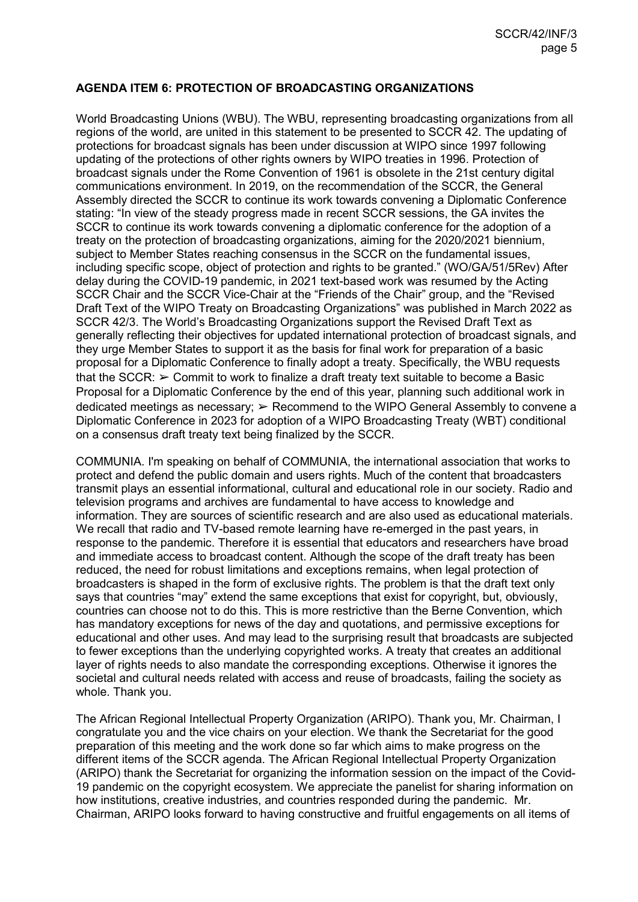**AGENDA ITEM 6: PROTECTION OF BROADCASTING ORGANIZATIONS**

World Broadcasting Unions (WBU). The WBU, representing broadcasting organizations from all regions of the world, are united in this statement to be presented to SCCR 42. The updating of protections for broadcast signals has been under discussion at WIPO since 1997 following updating of the protections of other rights owners by WIPO treaties in 1996. Protection of broadcast signals under the Rome Convention of 1961 is obsolete in the 21st century digital communications environment. In 2019, on the recommendation of the SCCR, the General Assembly directed the SCCR to continue its work towards convening a Diplomatic Conference stating: "In view of the steady progress made in recent SCCR sessions, the GA invites the SCCR to continue its work towards convening a diplomatic conference for the adoption of a treaty on the protection of broadcasting organizations, aiming for the 2020/2021 biennium, subject to Member States reaching consensus in the SCCR on the fundamental issues, including specific scope, object of protection and rights to be granted." (WO/GA/51/5Rev) After delay during the COVID-19 pandemic, in 2021 text-based work was resumed by the Acting SCCR Chair and the SCCR Vice-Chair at the "Friends of the Chair" group, and the "Revised Draft Text of the WIPO Treaty on Broadcasting Organizations" was published in March 2022 as SCCR 42/3. The World's Broadcasting Organizations support the Revised Draft Text as generally reflecting their objectives for updated international protection of broadcast signals, and they urge Member States to support it as the basis for final work for preparation of a basic proposal for a Diplomatic Conference to finally adopt a treaty. Specifically, the WBU requests that the SCCR: ➢ Commit to work to finalize a draft treaty text suitable to become a Basic Proposal for a Diplomatic Conference by the end of this year, planning such additional work in dedicated meetings as necessary; ➢ Recommend to the WIPO General Assembly to convene a Diplomatic Conference in 2023 for adoption of a WIPO Broadcasting Treaty (WBT) conditional on a consensus draft treaty text being finalized by the SCCR.

COMMUNIA. I'm speaking on behalf of COMMUNIA, the international association that works to protect and defend the public domain and users rights. Much of the content that broadcasters transmit plays an essential informational, cultural and educational role in our society. Radio and television programs and archives are fundamental to have access to knowledge and information. They are sources of scientific research and are also used as educational materials. We recall that radio and TV-based remote learning have re-emerged in the past years, in response to the pandemic. Therefore it is essential that educators and researchers have broad and immediate access to broadcast content. Although the scope of the draft treaty has been reduced, the need for robust limitations and exceptions remains, when legal protection of broadcasters is shaped in the form of exclusive rights. The problem is that the draft text only says that countries "may" extend the same exceptions that exist for copyright, but, obviously, countries can choose not to do this. This is more restrictive than the Berne Convention, which has mandatory exceptions for news of the day and quotations, and permissive exceptions for educational and other uses. And may lead to the surprising result that broadcasts are subjected to fewer exceptions than the underlying copyrighted works. A treaty that creates an additional layer of rights needs to also mandate the corresponding exceptions. Otherwise it ignores the societal and cultural needs related with access and reuse of broadcasts, failing the society as whole. Thank you.

The African Regional Intellectual Property Organization (ARIPO). Thank you, Mr. Chairman, I congratulate you and the vice chairs on your election. We thank the Secretariat for the good preparation of this meeting and the work done so far which aims to make progress on the different items of the SCCR agenda. The African Regional Intellectual Property Organization (ARIPO) thank the Secretariat for organizing the information session on the impact of the Covid-19 pandemic on the copyright ecosystem. We appreciate the panelist for sharing information on how institutions, creative industries, and countries responded during the pandemic. Mr. Chairman, ARIPO looks forward to having constructive and fruitful engagements on all items of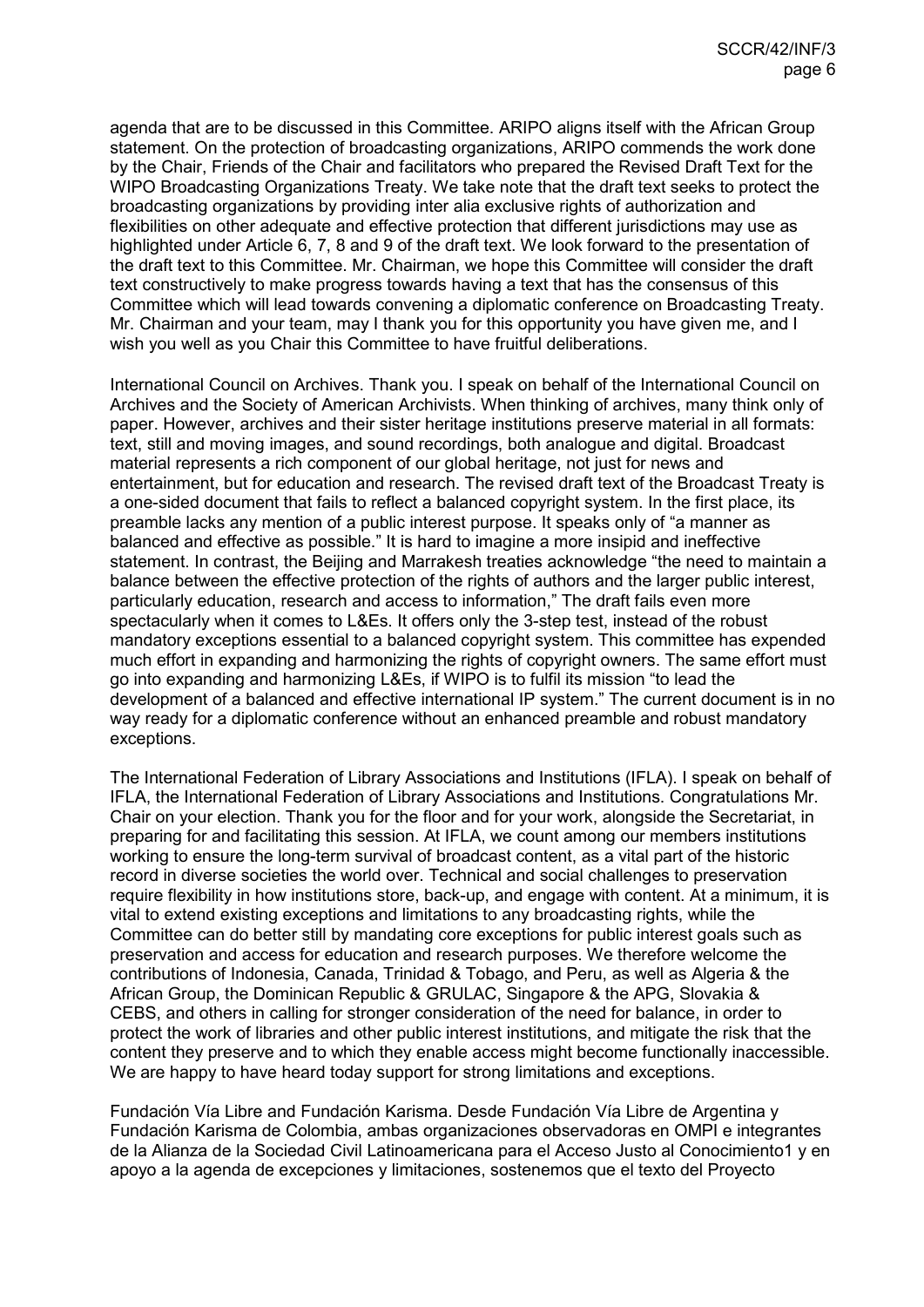agenda that are to be discussed in this Committee. ARIPO aligns itself with the African Group statement. On the protection of broadcasting organizations, ARIPO commends the work done by the Chair, Friends of the Chair and facilitators who prepared the Revised Draft Text for the WIPO Broadcasting Organizations Treaty. We take note that the draft text seeks to protect the broadcasting organizations by providing inter alia exclusive rights of authorization and flexibilities on other adequate and effective protection that different jurisdictions may use as highlighted under Article 6, 7, 8 and 9 of the draft text. We look forward to the presentation of the draft text to this Committee. Mr. Chairman, we hope this Committee will consider the draft text constructively to make progress towards having a text that has the consensus of this Committee which will lead towards convening a diplomatic conference on Broadcasting Treaty. Mr. Chairman and your team, may I thank you for this opportunity you have given me, and I wish you well as you Chair this Committee to have fruitful deliberations.

International Council on Archives. Thank you. I speak on behalf of the International Council on Archives and the Society of American Archivists. When thinking of archives, many think only of paper. However, archives and their sister heritage institutions preserve material in all formats: text, still and moving images, and sound recordings, both analogue and digital. Broadcast material represents a rich component of our global heritage, not just for news and entertainment, but for education and research. The revised draft text of the Broadcast Treaty is a one-sided document that fails to reflect a balanced copyright system. In the first place, its preamble lacks any mention of a public interest purpose. It speaks only of "a manner as balanced and effective as possible." It is hard to imagine a more insipid and ineffective statement. In contrast, the Beijing and Marrakesh treaties acknowledge "the need to maintain a balance between the effective protection of the rights of authors and the larger public interest, particularly education, research and access to information," The draft fails even more spectacularly when it comes to L&Es. It offers only the 3-step test, instead of the robust mandatory exceptions essential to a balanced copyright system. This committee has expended much effort in expanding and harmonizing the rights of copyright owners. The same effort must go into expanding and harmonizing L&Es, if WIPO is to fulfil its mission "to lead the development of a balanced and effective international IP system." The current document is in no way ready for a diplomatic conference without an enhanced preamble and robust mandatory exceptions.

The International Federation of Library Associations and Institutions (IFLA). I speak on behalf of IFLA, the International Federation of Library Associations and Institutions. Congratulations Mr. Chair on your election. Thank you for the floor and for your work, alongside the Secretariat, in preparing for and facilitating this session. At IFLA, we count among our members institutions working to ensure the long-term survival of broadcast content, as a vital part of the historic record in diverse societies the world over. Technical and social challenges to preservation require flexibility in how institutions store, back-up, and engage with content. At a minimum, it is vital to extend existing exceptions and limitations to any broadcasting rights, while the Committee can do better still by mandating core exceptions for public interest goals such as preservation and access for education and research purposes. We therefore welcome the contributions of Indonesia, Canada, Trinidad & Tobago, and Peru, as well as Algeria & the African Group, the Dominican Republic & GRULAC, Singapore & the APG, Slovakia & CEBS, and others in calling for stronger consideration of the need for balance, in order to protect the work of libraries and other public interest institutions, and mitigate the risk that the content they preserve and to which they enable access might become functionally inaccessible. We are happy to have heard today support for strong limitations and exceptions.

Fundación Vía Libre and Fundación Karisma. Desde Fundación Vía Libre de Argentina y Fundación Karisma de Colombia, ambas organizaciones observadoras en OMPI e integrantes de la Alianza de la Sociedad Civil Latinoamericana para el Acceso Justo al Conocimiento[1] y en apoyo a la agenda de excepciones y limitaciones, sostenemos que el texto del Proyecto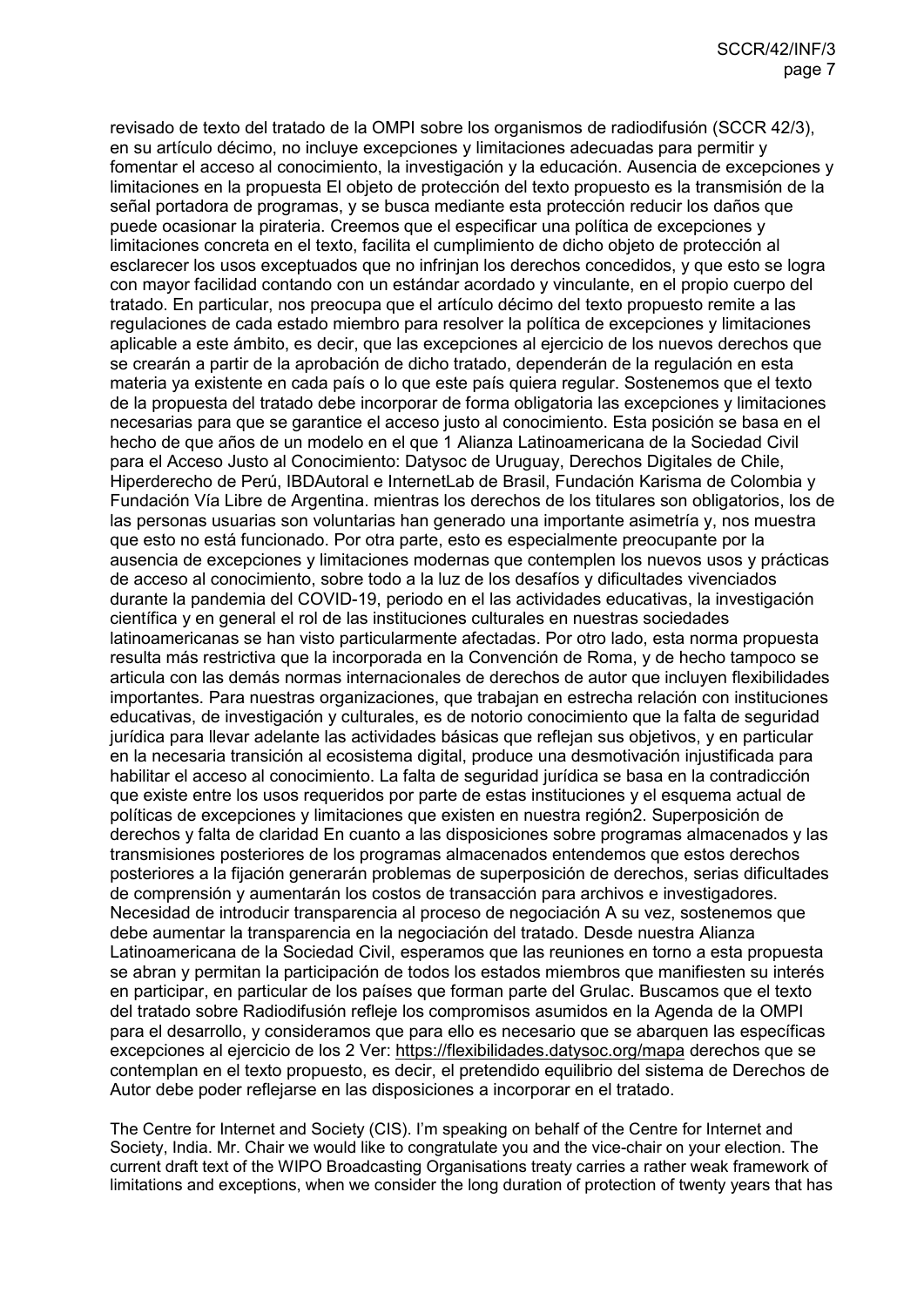revisado de texto del tratado de la OMPI sobre los organismos de radiodifusión (SCCR 42/3), en su artículo décimo, no incluye excepciones y limitaciones adecuadas para permitir y fomentar el acceso al conocimiento, la investigación y la educación. Ausencia de excepciones y limitaciones en la propuesta El objeto de protección del texto propuesto es la transmisión de la señal portadora de programas, y se busca mediante esta protección reducir los daños que puede ocasionar la piratería. Creemos que el especificar una política de excepciones y limitaciones concreta en el texto, facilita el cumplimiento de dicho objeto de protección al esclarecer los usos exceptuados que no infrinjan los derechos concedidos, y que esto se logra con mayor facilidad contando con un estándar acordado y vinculante, en el propio cuerpo del tratado. En particular, nos preocupa que el artículo décimo del texto propuesto remite a las regulaciones de cada estado miembro para resolver la política de excepciones y limitaciones aplicable a este ámbito, es decir, que las excepciones al ejercicio de los nuevos derechos que se crearán a partir de la aprobación de dicho tratado, dependerán de la regulación en esta materia ya existente en cada país o lo que este país quiera regular. Sostenemos que el texto de la propuesta del tratado debe incorporar de forma obligatoria las excepciones y limitaciones necesarias para que se garantice el acceso justo al conocimiento. Esta posición se basa en el hecho de que años de un modelo en el que 1 Alianza Latinoamericana de la Sociedad Civil para el Acceso Justo al Conocimiento: Datysoc de Uruguay, Derechos Digitales de Chile, Hiperderecho de Perú, IBDAutoral e InternetLab de Brasil, Fundación Karisma de Colombia y Fundación Vía Libre de Argentina. mientras los derechos de los titulares son obligatorios, los de las personas usuarias son voluntarias han generado una importante asimetría y, nos muestra que esto no está funcionado. Por otra parte, esto es especialmente preocupante por la ausencia de excepciones y limitaciones modernas que contemplen los nuevos usos y prácticas de acceso al conocimiento, sobre todo a la luz de los desafíos y dificultades vivenciados durante la pandemia del COVID-19, periodo en el las actividades educativas, la investigación científica y en general el rol de las instituciones culturales en nuestras sociedades latinoamericanas se han visto particularmente afectadas. Por otro lado, esta norma propuesta resulta más restrictiva que la incorporada en la Convención de Roma, y de hecho tampoco se articula con las demás normas internacionales de derechos de autor que incluyen flexibilidades importantes. Para nuestras organizaciones, que trabajan en estrecha relación con instituciones educativas, de investigación y culturales, es de notorio conocimiento que la falta de seguridad jurídica para llevar adelante las actividades básicas que reflejan sus objetivos, y en particular en la necesaria transición al ecosistema digital, produce una desmotivación injustificada para habilitar el acceso al conocimiento. La falta de seguridad jurídica se basa en la contradicción que existe entre los usos requeridos por parte de estas instituciones y el esquema actual de políticas de excepciones y limitaciones que existen en nuestra región2. Superposición de derechos y falta de claridad En cuanto a las disposiciones sobre programas almacenados y las transmisiones posteriores de los programas almacenados entendemos que estos derechos posteriores a la fijación generarán problemas de superposición de derechos, serias dificultades de comprensión y aumentarán los costos de transacción para archivos e investigadores. Necesidad de introducir transparencia al proceso de negociación A su vez, sostenemos que debe aumentar la transparencia en la negociación del tratado. Desde nuestra Alianza Latinoamericana de la Sociedad Civil, esperamos que las reuniones en torno a esta propuesta se abran y permitan la participación de todos los estados miembros que manifiesten su interés en participar, en particular de los países que forman parte del Grulac. Buscamos que el texto del tratado sobre Radiodifusión refleje los compromisos asumidos en la Agenda de la OMPI para el desarrollo, y consideramos que para ello es necesario que se abarquen las específicas excepciones al ejercicio de los 2 Ver: https://flexibilidades.datysoc.org/mapa derechos que se contemplan en el texto propuesto, es decir, el pretendido equilibrio del sistema de Derechos de Autor debe poder reflejarse en las disposiciones a incorporar en el tratado.

The Centre for Internet and Society (CIS). I'm speaking on behalf of the Centre for Internet and Society, India. Mr. Chair we would like to congratulate you and the vice-chair on your election. The current draft text of the WIPO Broadcasting Organisations treaty carries a rather weak framework of limitations and exceptions, when we consider the long duration of protection of twenty years that has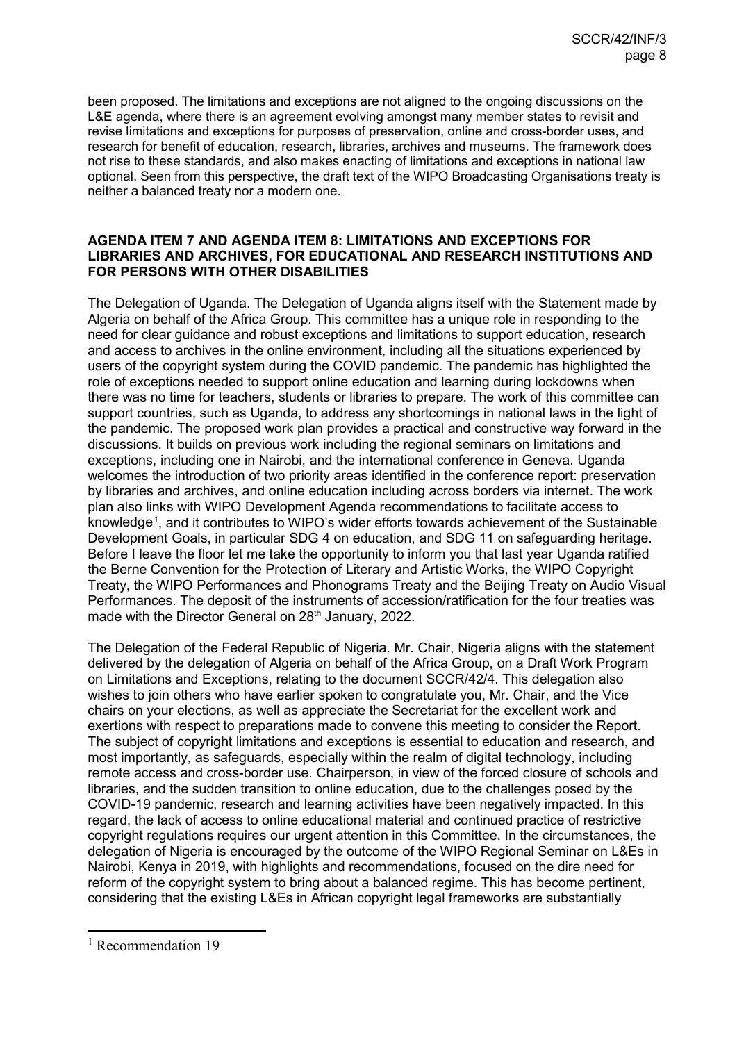been proposed. The limitations and exceptions are not aligned to the ongoing discussions on the L&E agenda, where there is an agreement evolving amongst many member states to revisit and revise limitations and exceptions for purposes of preservation, online and cross-border uses, and research for benefit of education, research, libraries, archives and museums. The framework does not rise to these standards, and also makes enacting of limitations and exceptions in national law optional. Seen from this perspective, the draft text of the WIPO Broadcasting Organisations treaty is neither a balanced treaty nor a modern one.

**AGENDA ITEM 7 AND AGENDA ITEM 8: LIMITATIONS AND EXCEPTIONS FOR LIBRARIES AND ARCHIVES, FOR EDUCATIONAL AND RESEARCH INSTITUTIONS AND FOR PERSONS WITH OTHER DISABILITIES**

The Delegation of Uganda. The Delegation of Uganda aligns itself with the Statement made by Algeria on behalf of the Africa Group. This committee has a unique role in responding to the need for clear guidance and robust exceptions and limitations to support education, research and access to archives in the online environment, including all the situations experienced by users of the copyright system during the COVID pandemic. The pandemic has highlighted the role of exceptions needed to support online education and learning during lockdowns when there was no time for teachers, students or libraries to prepare. The work of this committee can support countries, such as Uganda, to address any shortcomings in national laws in the light of the pandemic. The proposed work plan provides a practical and constructive way forward in the discussions. It builds on previous work including the regional seminars on limitations and exceptions, including one in Nairobi, and the international conference in Geneva. Uganda welcomes the introduction of two priority areas identified in the conference report: preservation by libraries and archives, and online education including across borders via internet. The work plan also links with WIPO Development Agenda recommendations to facilitate access to knowledge[1], and it contributes to WIPO's wider efforts towards achievement of the Sustainable Development Goals, in particular SDG 4 on education, and SDG 11 on safeguarding heritage. Before I leave the floor let me take the opportunity to inform you that last year Uganda ratified the Berne Convention for the Protection of Literary and Artistic Works, the WIPO Copyright Treaty, the WIPO Performances and Phonograms Treaty and the Beijing Treaty on Audio Visual Performances. The deposit of the instruments of accession/ratification for the four treaties was made with the Director General on 28th January, 2022.

The Delegation of the Federal Republic of Nigeria. Mr. Chair, Nigeria aligns with the statement delivered by the delegation of Algeria on behalf of the Africa Group, on a Draft Work Program on Limitations and Exceptions, relating to the document SCCR/42/4. This delegation also wishes to join others who have earlier spoken to congratulate you, Mr. Chair, and the Vice chairs on your elections, as well as appreciate the Secretariat for the excellent work and exertions with respect to preparations made to convene this meeting to consider the Report. The subject of copyright limitations and exceptions is essential to education and research, and most importantly, as safeguards, especially within the realm of digital technology, including remote access and cross-border use. Chairperson, in view of the forced closure of schools and libraries, and the sudden transition to online education, due to the challenges posed by the COVID-19 pandemic, research and learning activities have been negatively impacted. In this regard, the lack of access to online educational material and continued practice of restrictive copyright regulations requires our urgent attention in this Committee. In the circumstances, the delegation of Nigeria is encouraged by the outcome of the WIPO Regional Seminar on L&Es in Nairobi, Kenya in 2019, with highlights and recommendations, focused on the dire need for reform of the copyright system to bring about a balanced regime. This has become pertinent, considering that the existing L&Es in African copyright legal frameworks are substantially

[1] Recommendation 19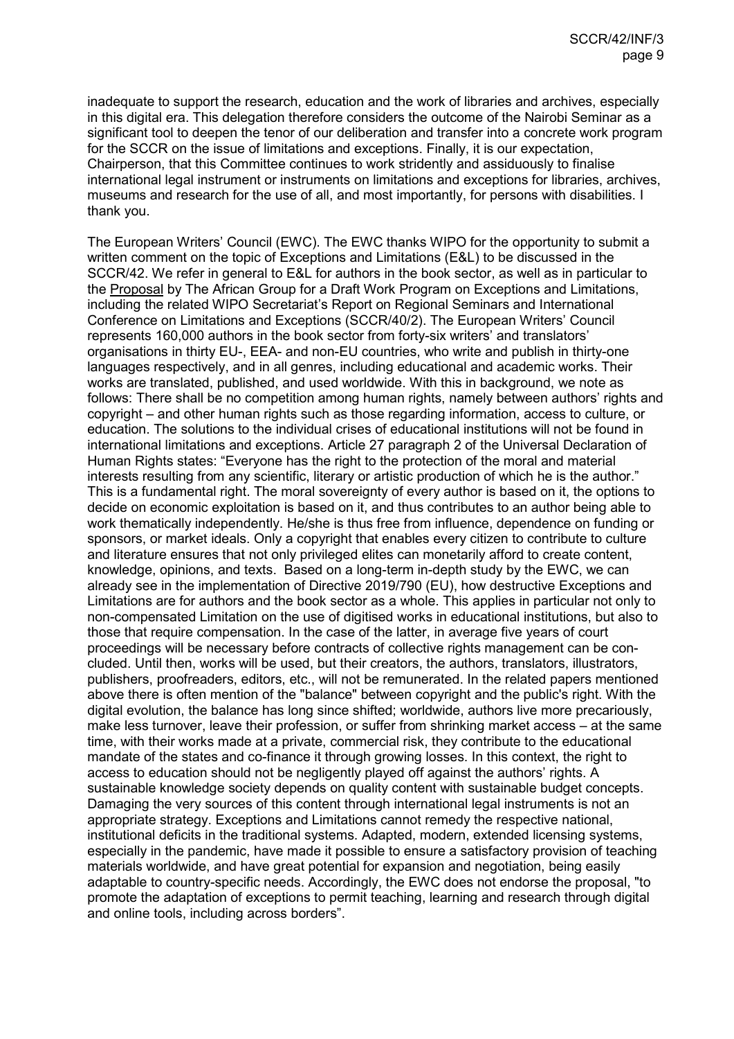inadequate to support the research, education and the work of libraries and archives, especially in this digital era. This delegation therefore considers the outcome of the Nairobi Seminar as a significant tool to deepen the tenor of our deliberation and transfer into a concrete work program for the SCCR on the issue of limitations and exceptions. Finally, it is our expectation, Chairperson, that this Committee continues to work stridently and assiduously to finalise international legal instrument or instruments on limitations and exceptions for libraries, archives, museums and research for the use of all, and most importantly, for persons with disabilities. I thank you.

The European Writers' Council (EWC). The EWC thanks WIPO for the opportunity to submit a written comment on the topic of Exceptions and Limitations (E&L) to be discussed in the SCCR/42. We refer in general to E&L for authors in the book sector, as well as in particular to the Proposal by The African Group for a Draft Work Program on Exceptions and Limitations, including the related WIPO Secretariat's Report on Regional Seminars and International Conference on Limitations and Exceptions (SCCR/40/2). The European Writers' Council represents 160,000 authors in the book sector from forty-six writers' and translators' organisations in thirty EU-, EEA- and non-EU countries, who write and publish in thirty-one languages respectively, and in all genres, including educational and academic works. Their works are translated, published, and used worldwide. With this in background, we note as follows: There shall be no competition among human rights, namely between authors' rights and copyright – and other human rights such as those regarding information, access to culture, or education. The solutions to the individual crises of educational institutions will not be found in international limitations and exceptions. Article 27 paragraph 2 of the Universal Declaration of Human Rights states: "Everyone has the right to the protection of the moral and material interests resulting from any scientific, literary or artistic production of which he is the author." This is a fundamental right. The moral sovereignty of every author is based on it, the options to decide on economic exploitation is based on it, and thus contributes to an author being able to work thematically independently. He/she is thus free from influence, dependence on funding or sponsors, or market ideals. Only a copyright that enables every citizen to contribute to culture and literature ensures that not only privileged elites can monetarily afford to create content, knowledge, opinions, and texts. Based on a long-term in-depth study by the EWC, we can already see in the implementation of Directive 2019/790 (EU), how destructive Exceptions and Limitations are for authors and the book sector as a whole. This applies in particular not only to non-compensated Limitation on the use of digitised works in educational institutions, but also to those that require compensation. In the case of the latter, in average five years of court proceedings will be necessary before contracts of collective rights management can be concluded. Until then, works will be used, but their creators, the authors, translators, illustrators, publishers, proofreaders, editors, etc., will not be remunerated. In the related papers mentioned above there is often mention of the "balance" between copyright and the public's right. With the digital evolution, the balance has long since shifted; worldwide, authors live more precariously, make less turnover, leave their profession, or suffer from shrinking market access – at the same time, with their works made at a private, commercial risk, they contribute to the educational mandate of the states and co-finance it through growing losses. In this context, the right to access to education should not be negligently played off against the authors' rights. A sustainable knowledge society depends on quality content with sustainable budget concepts. Damaging the very sources of this content through international legal instruments is not an appropriate strategy. Exceptions and Limitations cannot remedy the respective national, institutional deficits in the traditional systems. Adapted, modern, extended licensing systems, especially in the pandemic, have made it possible to ensure a satisfactory provision of teaching materials worldwide, and have great potential for expansion and negotiation, being easily adaptable to country-specific needs. Accordingly, the EWC does not endorse the proposal, "to promote the adaptation of exceptions to permit teaching, learning and research through digital and online tools, including across borders".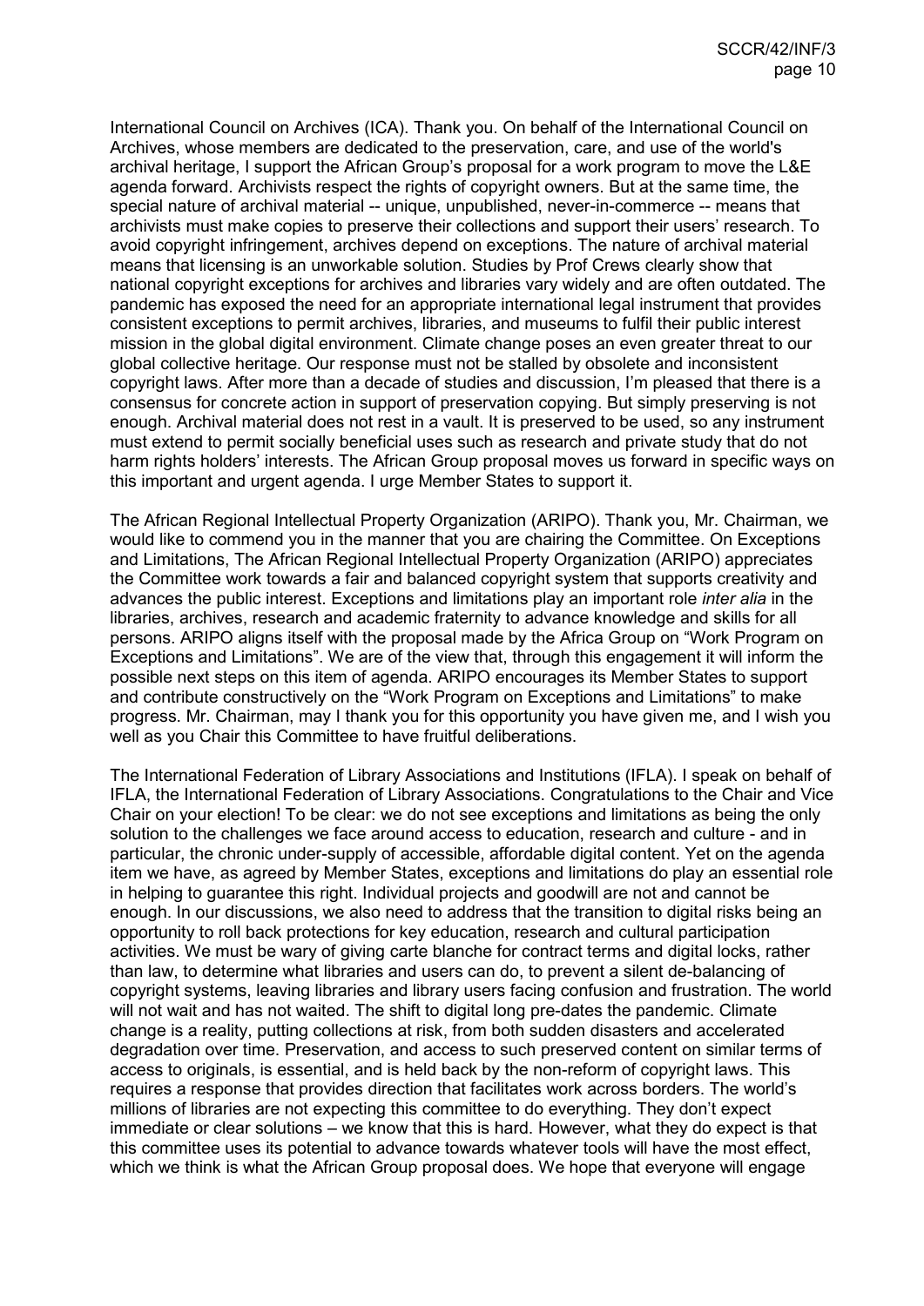International Council on Archives (ICA). Thank you. On behalf of the International Council on Archives, whose members are dedicated to the preservation, care, and use of the world's archival heritage, I support the African Group's proposal for a work program to move the L&E agenda forward. Archivists respect the rights of copyright owners. But at the same time, the special nature of archival material -- unique, unpublished, never-in-commerce -- means that archivists must make copies to preserve their collections and support their users' research. To avoid copyright infringement, archives depend on exceptions. The nature of archival material means that licensing is an unworkable solution. Studies by Prof Crews clearly show that national copyright exceptions for archives and libraries vary widely and are often outdated. The pandemic has exposed the need for an appropriate international legal instrument that provides consistent exceptions to permit archives, libraries, and museums to fulfil their public interest mission in the global digital environment. Climate change poses an even greater threat to our global collective heritage. Our response must not be stalled by obsolete and inconsistent copyright laws. After more than a decade of studies and discussion, I'm pleased that there is a consensus for concrete action in support of preservation copying. But simply preserving is not enough. Archival material does not rest in a vault. It is preserved to be used, so any instrument must extend to permit socially beneficial uses such as research and private study that do not harm rights holders' interests. The African Group proposal moves us forward in specific ways on this important and urgent agenda. I urge Member States to support it.

The African Regional Intellectual Property Organization (ARIPO). Thank you, Mr. Chairman, we would like to commend you in the manner that you are chairing the Committee. On Exceptions and Limitations, The African Regional Intellectual Property Organization (ARIPO) appreciates the Committee work towards a fair and balanced copyright system that supports creativity and advances the public interest. Exceptions and limitations play an important role *inter alia* in the libraries, archives, research and academic fraternity to advance knowledge and skills for all persons. ARIPO aligns itself with the proposal made by the Africa Group on "Work Program on Exceptions and Limitations". We are of the view that, through this engagement it will inform the possible next steps on this item of agenda. ARIPO encourages its Member States to support and contribute constructively on the "Work Program on Exceptions and Limitations" to make progress. Mr. Chairman, may I thank you for this opportunity you have given me, and I wish you well as you Chair this Committee to have fruitful deliberations.

The International Federation of Library Associations and Institutions (IFLA). I speak on behalf of IFLA, the International Federation of Library Associations. Congratulations to the Chair and Vice Chair on your election! To be clear: we do not see exceptions and limitations as being the only solution to the challenges we face around access to education, research and culture - and in particular, the chronic under-supply of accessible, affordable digital content. Yet on the agenda item we have, as agreed by Member States, exceptions and limitations do play an essential role in helping to guarantee this right. Individual projects and goodwill are not and cannot be enough. In our discussions, we also need to address that the transition to digital risks being an opportunity to roll back protections for key education, research and cultural participation activities. We must be wary of giving carte blanche for contract terms and digital locks, rather than law, to determine what libraries and users can do, to prevent a silent de-balancing of copyright systems, leaving libraries and library users facing confusion and frustration. The world will not wait and has not waited. The shift to digital long pre-dates the pandemic. Climate change is a reality, putting collections at risk, from both sudden disasters and accelerated degradation over time. Preservation, and access to such preserved content on similar terms of access to originals, is essential, and is held back by the non-reform of copyright laws. This requires a response that provides direction that facilitates work across borders. The world's millions of libraries are not expecting this committee to do everything. They don't expect immediate or clear solutions – we know that this is hard. However, what they do expect is that this committee uses its potential to advance towards whatever tools will have the most effect, which we think is what the African Group proposal does. We hope that everyone will engage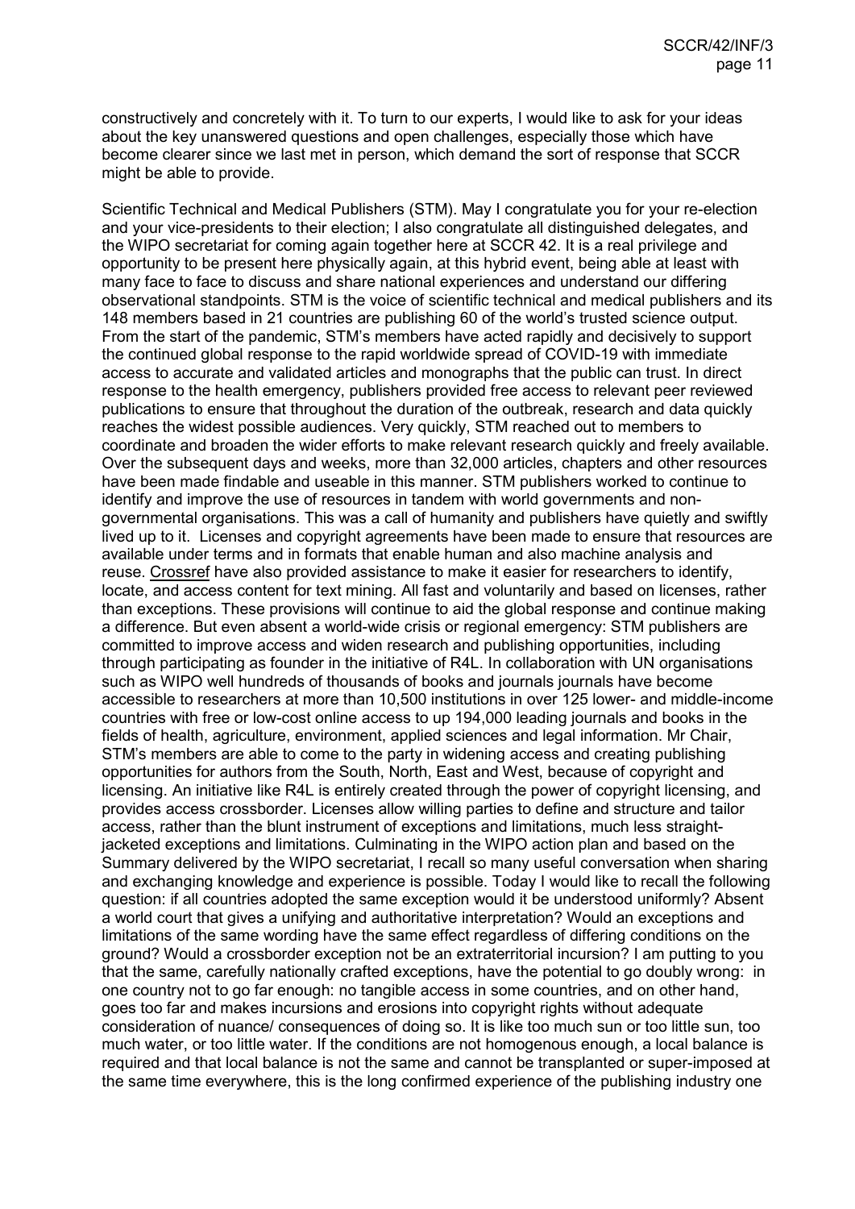constructively and concretely with it. To turn to our experts, I would like to ask for your ideas about the key unanswered questions and open challenges, especially those which have become clearer since we last met in person, which demand the sort of response that SCCR might be able to provide.

Scientific Technical and Medical Publishers (STM). May I congratulate you for your re-election and your vice-presidents to their election; I also congratulate all distinguished delegates, and the WIPO secretariat for coming again together here at SCCR 42. It is a real privilege and opportunity to be present here physically again, at this hybrid event, being able at least with many face to face to discuss and share national experiences and understand our differing observational standpoints. STM is the voice of scientific technical and medical publishers and its 148 members based in 21 countries are publishing 60 of the world's trusted science output. From the start of the pandemic, STM's members have acted rapidly and decisively to support the continued global response to the rapid worldwide spread of COVID-19 with immediate access to accurate and validated articles and monographs that the public can trust. In direct response to the health emergency, publishers provided free access to relevant peer reviewed publications to ensure that throughout the duration of the outbreak, research and data quickly reaches the widest possible audiences. Very quickly, STM reached out to members to coordinate and broaden the wider efforts to make relevant research quickly and freely available. Over the subsequent days and weeks, more than 32,000 articles, chapters and other resources have been made findable and useable in this manner. STM publishers worked to continue to identify and improve the use of resources in tandem with world governments and non-governmental organisations. This was a call of humanity and publishers have quietly and swiftly lived up to it. Licenses and copyright agreements have been made to ensure that resources are available under terms and in formats that enable human and also machine analysis and reuse. Crossref have also provided assistance to make it easier for researchers to identify, locate, and access content for text mining. All fast and voluntarily and based on licenses, rather than exceptions. These provisions will continue to aid the global response and continue making a difference. But even absent a world-wide crisis or regional emergency: STM publishers are committed to improve access and widen research and publishing opportunities, including through participating as founder in the initiative of R4L. In collaboration with UN organisations such as WIPO well hundreds of thousands of books and journals journals have become accessible to researchers at more than 10,500 institutions in over 125 lower- and middle-income countries with free or low-cost online access to up 194,000 leading journals and books in the fields of health, agriculture, environment, applied sciences and legal information. Mr Chair, STM's members are able to come to the party in widening access and creating publishing opportunities for authors from the South, North, East and West, because of copyright and licensing. An initiative like R4L is entirely created through the power of copyright licensing, and provides access crossborder. Licenses allow willing parties to define and structure and tailor access, rather than the blunt instrument of exceptions and limitations, much less straight-jacketed exceptions and limitations. Culminating in the WIPO action plan and based on the Summary delivered by the WIPO secretariat, I recall so many useful conversation when sharing and exchanging knowledge and experience is possible. Today I would like to recall the following question: if all countries adopted the same exception would it be understood uniformly? Absent a world court that gives a unifying and authoritative interpretation? Would an exceptions and limitations of the same wording have the same effect regardless of differing conditions on the ground? Would a crossborder exception not be an extraterritorial incursion? I am putting to you that the same, carefully nationally crafted exceptions, have the potential to go doubly wrong: in one country not to go far enough: no tangible access in some countries, and on other hand, goes too far and makes incursions and erosions into copyright rights without adequate consideration of nuance/ consequences of doing so. It is like too much sun or too little sun, too much water, or too little water. If the conditions are not homogenous enough, a local balance is required and that local balance is not the same and cannot be transplanted or super-imposed at the same time everywhere, this is the long confirmed experience of the publishing industry one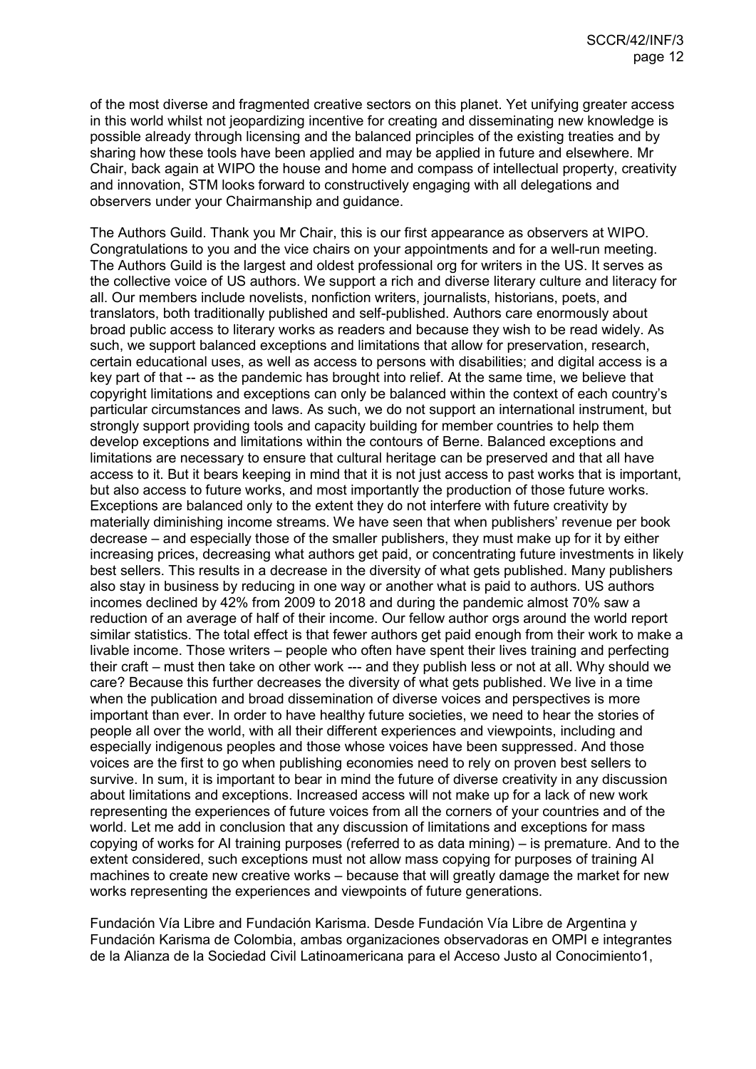of the most diverse and fragmented creative sectors on this planet. Yet unifying greater access in this world whilst not jeopardizing incentive for creating and disseminating new knowledge is possible already through licensing and the balanced principles of the existing treaties and by sharing how these tools have been applied and may be applied in future and elsewhere. Mr Chair, back again at WIPO the house and home and compass of intellectual property, creativity and innovation, STM looks forward to constructively engaging with all delegations and observers under your Chairmanship and guidance.

The Authors Guild. Thank you Mr Chair, this is our first appearance as observers at WIPO. Congratulations to you and the vice chairs on your appointments and for a well-run meeting. The Authors Guild is the largest and oldest professional org for writers in the US. It serves as the collective voice of US authors. We support a rich and diverse literary culture and literacy for all. Our members include novelists, nonfiction writers, journalists, historians, poets, and translators, both traditionally published and self-published. Authors care enormously about broad public access to literary works as readers and because they wish to be read widely. As such, we support balanced exceptions and limitations that allow for preservation, research, certain educational uses, as well as access to persons with disabilities; and digital access is a key part of that -- as the pandemic has brought into relief. At the same time, we believe that copyright limitations and exceptions can only be balanced within the context of each country's particular circumstances and laws. As such, we do not support an international instrument, but strongly support providing tools and capacity building for member countries to help them develop exceptions and limitations within the contours of Berne. Balanced exceptions and limitations are necessary to ensure that cultural heritage can be preserved and that all have access to it. But it bears keeping in mind that it is not just access to past works that is important, but also access to future works, and most importantly the production of those future works. Exceptions are balanced only to the extent they do not interfere with future creativity by materially diminishing income streams. We have seen that when publishers' revenue per book decrease – and especially those of the smaller publishers, they must make up for it by either increasing prices, decreasing what authors get paid, or concentrating future investments in likely best sellers. This results in a decrease in the diversity of what gets published. Many publishers also stay in business by reducing in one way or another what is paid to authors. US authors incomes declined by 42% from 2009 to 2018 and during the pandemic almost 70% saw a reduction of an average of half of their income. Our fellow author orgs around the world report similar statistics. The total effect is that fewer authors get paid enough from their work to make a livable income. Those writers – people who often have spent their lives training and perfecting their craft – must then take on other work --- and they publish less or not at all. Why should we care? Because this further decreases the diversity of what gets published. We live in a time when the publication and broad dissemination of diverse voices and perspectives is more important than ever. In order to have healthy future societies, we need to hear the stories of people all over the world, with all their different experiences and viewpoints, including and especially indigenous peoples and those whose voices have been suppressed. And those voices are the first to go when publishing economies need to rely on proven best sellers to survive. In sum, it is important to bear in mind the future of diverse creativity in any discussion about limitations and exceptions. Increased access will not make up for a lack of new work representing the experiences of future voices from all the corners of your countries and of the world. Let me add in conclusion that any discussion of limitations and exceptions for mass copying of works for AI training purposes (referred to as data mining) – is premature. And to the extent considered, such exceptions must not allow mass copying for purposes of training AI machines to create new creative works – because that will greatly damage the market for new works representing the experiences and viewpoints of future generations.

Fundación Vía Libre and Fundación Karisma. Desde Fundación Vía Libre de Argentina y Fundación Karisma de Colombia, ambas organizaciones observadoras en OMPI e integrantes de la Alianza de la Sociedad Civil Latinoamericana para el Acceso Justo al Conocimiento[1],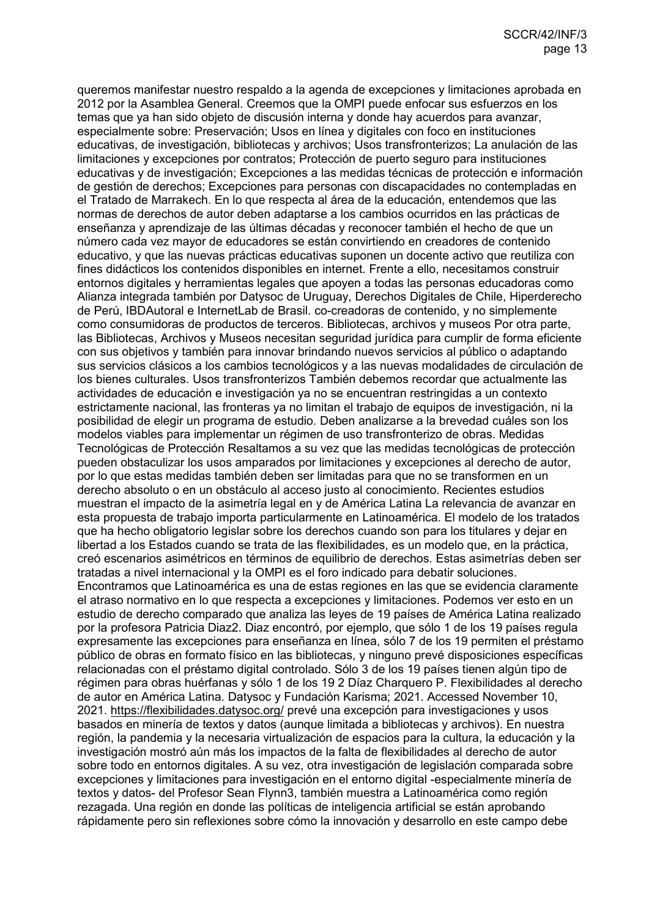queremos manifestar nuestro respaldo a la agenda de excepciones y limitaciones aprobada en 2012 por la Asamblea General. Creemos que la OMPI puede enfocar sus esfuerzos en los temas que ya han sido objeto de discusión interna y donde hay acuerdos para avanzar, especialmente sobre: Preservación; Usos en línea y digitales con foco en instituciones educativas, de investigación, bibliotecas y archivos; Usos transfronterizos; La anulación de las limitaciones y excepciones por contratos; Protección de puerto seguro para instituciones educativas y de investigación; Excepciones a las medidas técnicas de protección e información de gestión de derechos; Excepciones para personas con discapacidades no contempladas en el Tratado de Marrakech. En lo que respecta al área de la educación, entendemos que las normas de derechos de autor deben adaptarse a los cambios ocurridos en las prácticas de enseñanza y aprendizaje de las últimas décadas y reconocer también el hecho de que un número cada vez mayor de educadores se están convirtiendo en creadores de contenido educativo, y que las nuevas prácticas educativas suponen un docente activo que reutiliza con fines didácticos los contenidos disponibles en internet. Frente a ello, necesitamos construir entornos digitales y herramientas legales que apoyen a todas las personas educadoras como Alianza integrada también por Datysoc de Uruguay, Derechos Digitales de Chile, Hiperderecho de Perú, IBDAutoral e InternetLab de Brasil. co-creadoras de contenido, y no simplemente como consumidoras de productos de terceros. Bibliotecas, archivos y museos Por otra parte, las Bibliotecas, Archivos y Museos necesitan seguridad jurídica para cumplir de forma eficiente con sus objetivos y también para innovar brindando nuevos servicios al público o adaptando sus servicios clásicos a los cambios tecnológicos y a las nuevas modalidades de circulación de los bienes culturales. Usos transfronterizos También debemos recordar que actualmente las actividades de educación e investigación ya no se encuentran restringidas a un contexto estrictamente nacional, las fronteras ya no limitan el trabajo de equipos de investigación, ni la posibilidad de elegir un programa de estudio. Deben analizarse a la brevedad cuáles son los modelos viables para implementar un régimen de uso transfronterizo de obras. Medidas Tecnológicas de Protección Resaltamos a su vez que las medidas tecnológicas de protección pueden obstaculizar los usos amparados por limitaciones y excepciones al derecho de autor, por lo que estas medidas también deben ser limitadas para que no se transformen en un derecho absoluto o en un obstáculo al acceso justo al conocimiento. Recientes estudios muestran el impacto de la asimetría legal en y de América Latina La relevancia de avanzar en esta propuesta de trabajo importa particularmente en Latinoamérica. El modelo de los tratados que ha hecho obligatorio legislar sobre los derechos cuando son para los titulares y dejar en libertad a los Estados cuando se trata de las flexibilidades, es un modelo que, en la práctica, creó escenarios asimétricos en términos de equilibrio de derechos. Estas asimetrías deben ser tratadas a nivel internacional y la OMPI es el foro indicado para debatir soluciones. Encontramos que Latinoamérica es una de estas regiones en las que se evidencia claramente el atraso normativo en lo que respecta a excepciones y limitaciones. Podemos ver esto en un estudio de derecho comparado que analiza las leyes de 19 países de América Latina realizado por la profesora Patricia Diaz[2]. Diaz encontró, por ejemplo, que sólo 1 de los 19 países regula expresamente las excepciones para enseñanza en línea, sólo 7 de los 19 permiten el préstamo público de obras en formato físico en las bibliotecas, y ninguno prevé disposiciones específicas relacionadas con el préstamo digital controlado. Sólo 3 de los 19 países tienen algún tipo de régimen para obras huérfanas y sólo 1 de los 19 2 Díaz Charquero P. Flexibilidades al derecho de autor en América Latina. Datysoc y Fundación Karisma; 2021. Accessed November 10, 2021. https://flexibilidades.datysoc.org/ prevé una excepción para investigaciones y usos basados en minería de textos y datos (aunque limitada a bibliotecas y archivos). En nuestra región, la pandemia y la necesaria virtualización de espacios para la cultura, la educación y la investigación mostró aún más los impactos de la falta de flexibilidades al derecho de autor sobre todo en entornos digitales. A su vez, otra investigación de legislación comparada sobre excepciones y limitaciones para investigación en el entorno digital -especialmente minería de textos y datos- del Profesor Sean Flynn[3], también muestra a Latinoamérica como región rezagada. Una región en donde las políticas de inteligencia artificial se están aprobando rápidamente pero sin reflexiones sobre cómo la innovación y desarrollo en este campo debe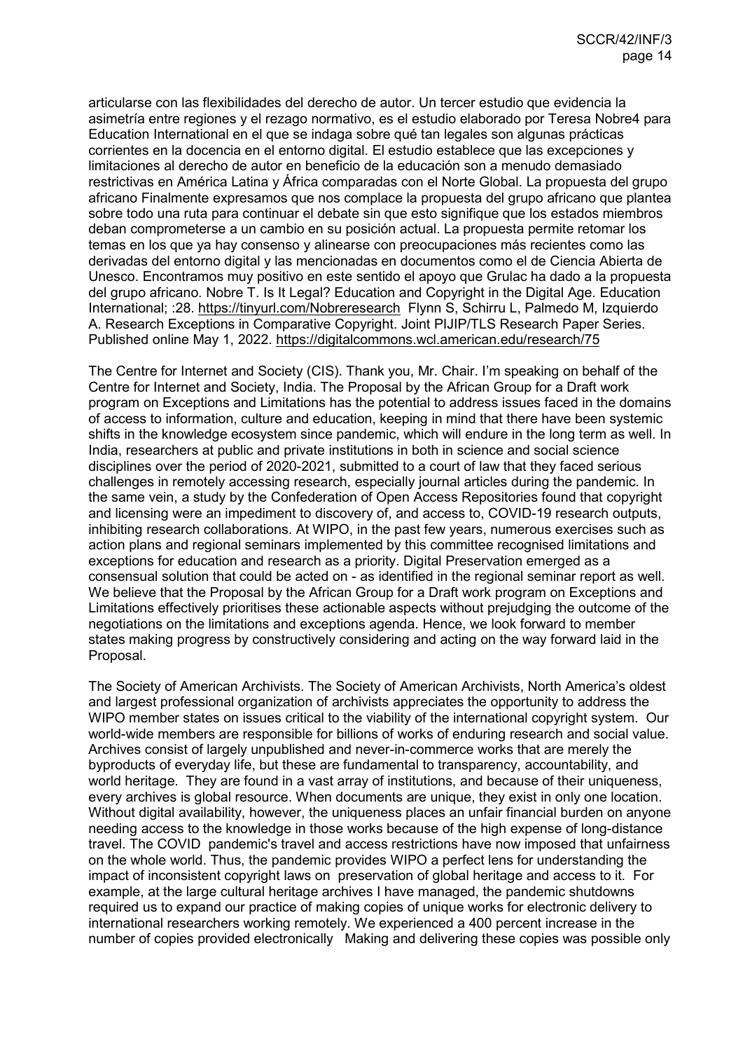articularse con las flexibilidades del derecho de autor. Un tercer estudio que evidencia la asimetría entre regiones y el rezago normativo, es el estudio elaborado por Teresa Nobre4 para Education International en el que se indaga sobre qué tan legales son algunas prácticas corrientes en la docencia en el entorno digital. El estudio establece que las excepciones y limitaciones al derecho de autor en beneficio de la educación son a menudo demasiado restrictivas en América Latina y África comparadas con el Norte Global. La propuesta del grupo africano Finalmente expresamos que nos complace la propuesta del grupo africano que plantea sobre todo una ruta para continuar el debate sin que esto signifique que los estados miembros deban comprometerse a un cambio en su posición actual. La propuesta permite retomar los temas en los que ya hay consenso y alinearse con preocupaciones más recientes como las derivadas del entorno digital y las mencionadas en documentos como el de Ciencia Abierta de Unesco. Encontramos muy positivo en este sentido el apoyo que Grulac ha dado a la propuesta del grupo africano. Nobre T. Is It Legal? Education and Copyright in the Digital Age. Education International; :28. https://tinyurl.com/Nobreresearch Flynn S, Schirru L, Palmedo M, Izquierdo A. Research Exceptions in Comparative Copyright. Joint PIJIP/TLS Research Paper Series. Published online May 1, 2022. https://digitalcommons.wcl.american.edu/research/75

The Centre for Internet and Society (CIS). Thank you, Mr. Chair. I'm speaking on behalf of the Centre for Internet and Society, India. The Proposal by the African Group for a Draft work program on Exceptions and Limitations has the potential to address issues faced in the domains of access to information, culture and education, keeping in mind that there have been systemic shifts in the knowledge ecosystem since pandemic, which will endure in the long term as well. In India, researchers at public and private institutions in both in science and social science disciplines over the period of 2020-2021, submitted to a court of law that they faced serious challenges in remotely accessing research, especially journal articles during the pandemic. In the same vein, a study by the Confederation of Open Access Repositories found that copyright and licensing were an impediment to discovery of, and access to, COVID-19 research outputs, inhibiting research collaborations. At WIPO, in the past few years, numerous exercises such as action plans and regional seminars implemented by this committee recognised limitations and exceptions for education and research as a priority. Digital Preservation emerged as a consensual solution that could be acted on - as identified in the regional seminar report as well. We believe that the Proposal by the African Group for a Draft work program on Exceptions and Limitations effectively prioritises these actionable aspects without prejudging the outcome of the negotiations on the limitations and exceptions agenda. Hence, we look forward to member states making progress by constructively considering and acting on the way forward laid in the Proposal.

The Society of American Archivists. The Society of American Archivists, North America's oldest and largest professional organization of archivists appreciates the opportunity to address the WIPO member states on issues critical to the viability of the international copyright system. Our world-wide members are responsible for billions of works of enduring research and social value. Archives consist of largely unpublished and never-in-commerce works that are merely the byproducts of everyday life, but these are fundamental to transparency, accountability, and world heritage. They are found in a vast array of institutions, and because of their uniqueness, every archives is global resource. When documents are unique, they exist in only one location. Without digital availability, however, the uniqueness places an unfair financial burden on anyone needing access to the knowledge in those works because of the high expense of long-distance travel. The COVID pandemic's travel and access restrictions have now imposed that unfairness on the whole world. Thus, the pandemic provides WIPO a perfect lens for understanding the impact of inconsistent copyright laws on preservation of global heritage and access to it. For example, at the large cultural heritage archives I have managed, the pandemic shutdowns required us to expand our practice of making copies of unique works for electronic delivery to international researchers working remotely. We experienced a 400 percent increase in the number of copies provided electronically Making and delivering these copies was possible only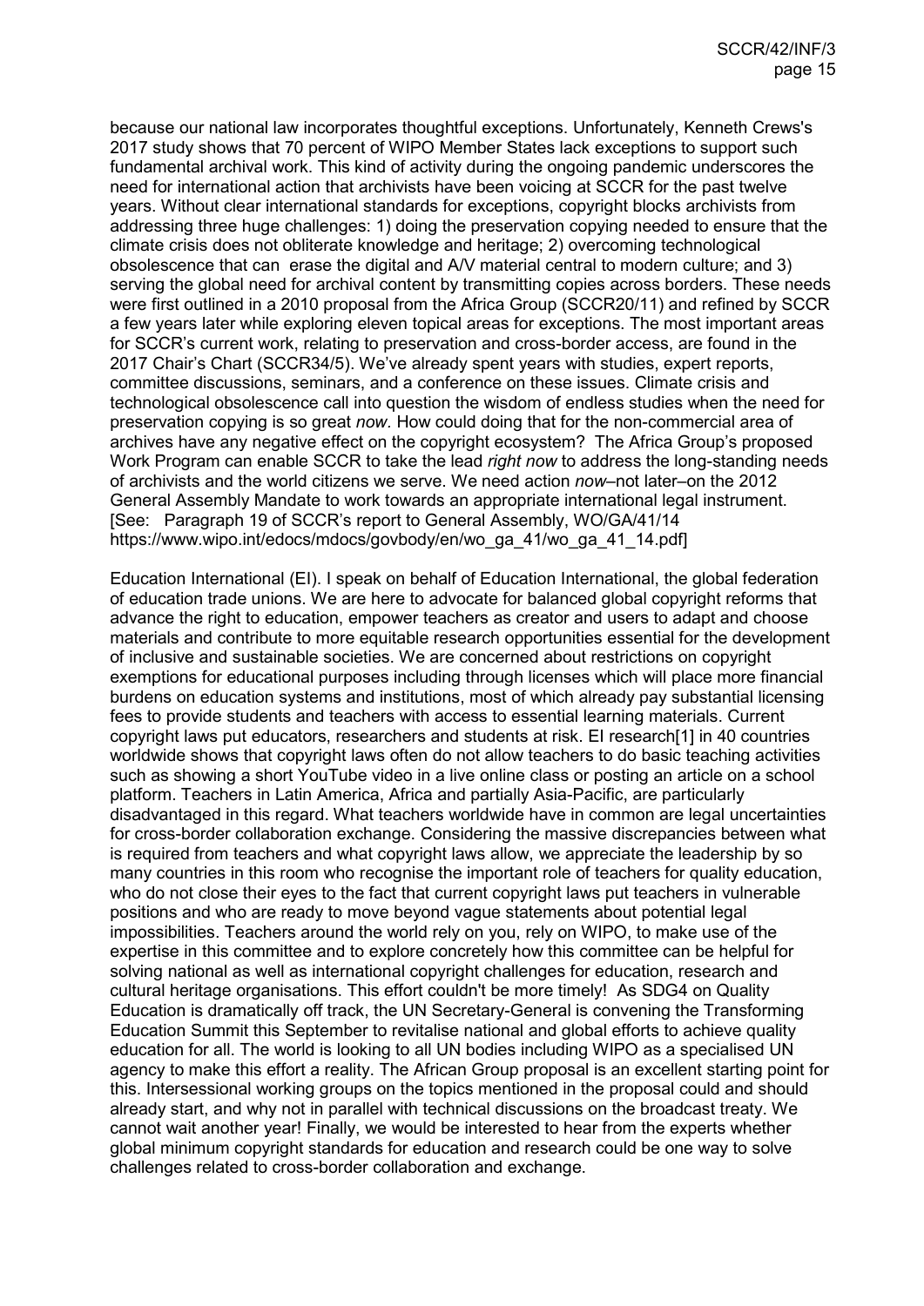because our national law incorporates thoughtful exceptions. Unfortunately, Kenneth Crews's 2017 study shows that 70 percent of WIPO Member States lack exceptions to support such fundamental archival work. This kind of activity during the ongoing pandemic underscores the need for international action that archivists have been voicing at SCCR for the past twelve years. Without clear international standards for exceptions, copyright blocks archivists from addressing three huge challenges: 1) doing the preservation copying needed to ensure that the climate crisis does not obliterate knowledge and heritage; 2) overcoming technological obsolescence that can erase the digital and A/V material central to modern culture; and 3) serving the global need for archival content by transmitting copies across borders. These needs were first outlined in a 2010 proposal from the Africa Group (SCCR20/11) and refined by SCCR a few years later while exploring eleven topical areas for exceptions. The most important areas for SCCR's current work, relating to preservation and cross-border access, are found in the 2017 Chair's Chart (SCCR34/5). We've already spent years with studies, expert reports, committee discussions, seminars, and a conference on these issues. Climate crisis and technological obsolescence call into question the wisdom of endless studies when the need for preservation copying is so great *now*. How could doing that for the non-commercial area of archives have any negative effect on the copyright ecosystem? The Africa Group's proposed Work Program can enable SCCR to take the lead *right now* to address the long-standing needs of archivists and the world citizens we serve. We need action *now*–not later–on the 2012 General Assembly Mandate to work towards an appropriate international legal instrument. [See: Paragraph 19 of SCCR's report to General Assembly, WO/GA/41/14 https://www.wipo.int/edocs/mdocs/govbody/en/wo_ga_41/wo_ga_41_14.pdf]

Education International (EI). I speak on behalf of Education International, the global federation of education trade unions. We are here to advocate for balanced global copyright reforms that advance the right to education, empower teachers as creator and users to adapt and choose materials and contribute to more equitable research opportunities essential for the development of inclusive and sustainable societies. We are concerned about restrictions on copyright exemptions for educational purposes including through licenses which will place more financial burdens on education systems and institutions, most of which already pay substantial licensing fees to provide students and teachers with access to essential learning materials. Current copyright laws put educators, researchers and students at risk. EI research[1] in 40 countries worldwide shows that copyright laws often do not allow teachers to do basic teaching activities such as showing a short YouTube video in a live online class or posting an article on a school platform. Teachers in Latin America, Africa and partially Asia-Pacific, are particularly disadvantaged in this regard. What teachers worldwide have in common are legal uncertainties for cross-border collaboration exchange. Considering the massive discrepancies between what is required from teachers and what copyright laws allow, we appreciate the leadership by so many countries in this room who recognise the important role of teachers for quality education, who do not close their eyes to the fact that current copyright laws put teachers in vulnerable positions and who are ready to move beyond vague statements about potential legal impossibilities. Teachers around the world rely on you, rely on WIPO, to make use of the expertise in this committee and to explore concretely how this committee can be helpful for solving national as well as international copyright challenges for education, research and cultural heritage organisations. This effort couldn't be more timely! As SDG4 on Quality Education is dramatically off track, the UN Secretary-General is convening the Transforming Education Summit this September to revitalise national and global efforts to achieve quality education for all. The world is looking to all UN bodies including WIPO as a specialised UN agency to make this effort a reality. The African Group proposal is an excellent starting point for this. Intersessional working groups on the topics mentioned in the proposal could and should already start, and why not in parallel with technical discussions on the broadcast treaty. We cannot wait another year! Finally, we would be interested to hear from the experts whether global minimum copyright standards for education and research could be one way to solve challenges related to cross-border collaboration and exchange.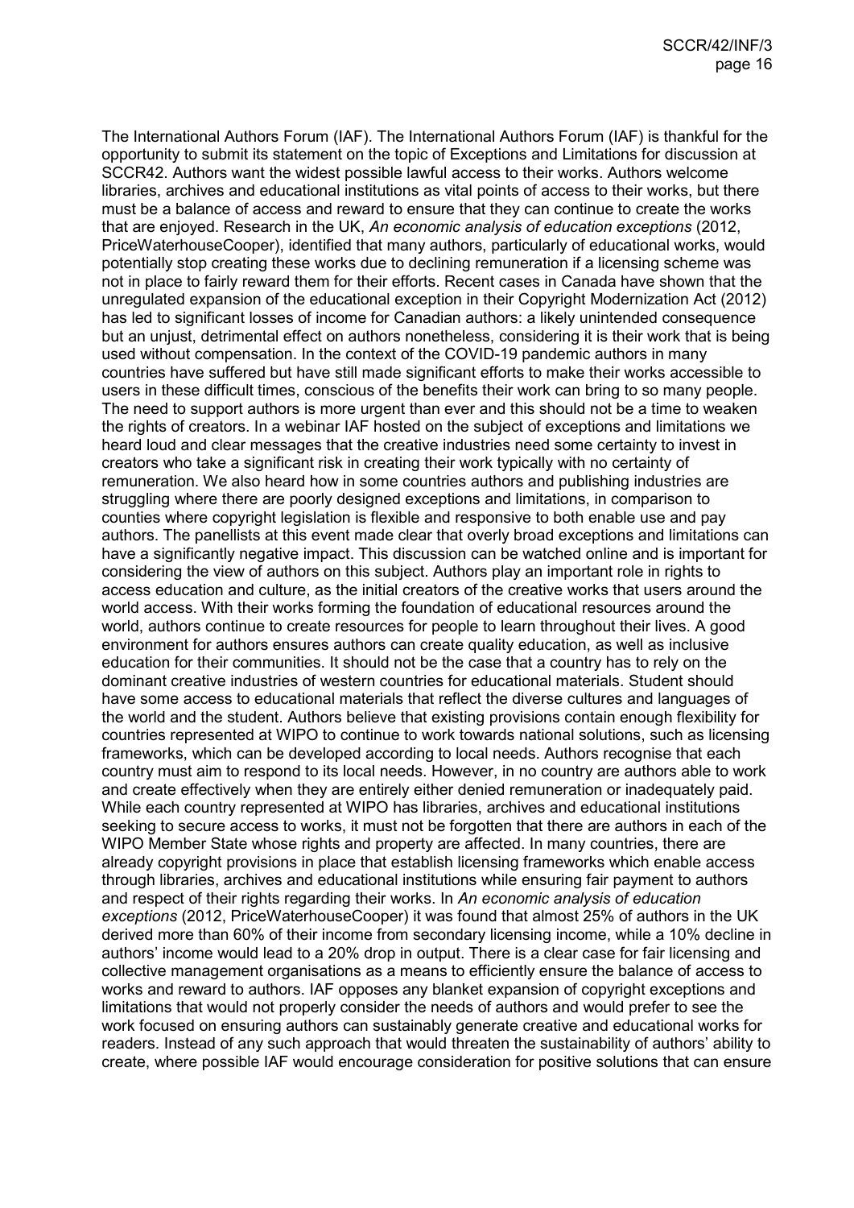The International Authors Forum (IAF). The International Authors Forum (IAF) is thankful for the opportunity to submit its statement on the topic of Exceptions and Limitations for discussion at SCCR42. Authors want the widest possible lawful access to their works. Authors welcome libraries, archives and educational institutions as vital points of access to their works, but there must be a balance of access and reward to ensure that they can continue to create the works that are enjoyed. Research in the UK, *An economic analysis of education exceptions* (2012, PriceWaterhouseCooper), identified that many authors, particularly of educational works, would potentially stop creating these works due to declining remuneration if a licensing scheme was not in place to fairly reward them for their efforts. Recent cases in Canada have shown that the unregulated expansion of the educational exception in their Copyright Modernization Act (2012) has led to significant losses of income for Canadian authors: a likely unintended consequence but an unjust, detrimental effect on authors nonetheless, considering it is their work that is being used without compensation. In the context of the COVID-19 pandemic authors in many countries have suffered but have still made significant efforts to make their works accessible to users in these difficult times, conscious of the benefits their work can bring to so many people. The need to support authors is more urgent than ever and this should not be a time to weaken the rights of creators. In a webinar IAF hosted on the subject of exceptions and limitations we heard loud and clear messages that the creative industries need some certainty to invest in creators who take a significant risk in creating their work typically with no certainty of remuneration. We also heard how in some countries authors and publishing industries are struggling where there are poorly designed exceptions and limitations, in comparison to counties where copyright legislation is flexible and responsive to both enable use and pay authors. The panellists at this event made clear that overly broad exceptions and limitations can have a significantly negative impact. This discussion can be watched online and is important for considering the view of authors on this subject. Authors play an important role in rights to access education and culture, as the initial creators of the creative works that users around the world access. With their works forming the foundation of educational resources around the world, authors continue to create resources for people to learn throughout their lives. A good environment for authors ensures authors can create quality education, as well as inclusive education for their communities. It should not be the case that a country has to rely on the dominant creative industries of western countries for educational materials. Student should have some access to educational materials that reflect the diverse cultures and languages of the world and the student. Authors believe that existing provisions contain enough flexibility for countries represented at WIPO to continue to work towards national solutions, such as licensing frameworks, which can be developed according to local needs. Authors recognise that each country must aim to respond to its local needs. However, in no country are authors able to work and create effectively when they are entirely either denied remuneration or inadequately paid. While each country represented at WIPO has libraries, archives and educational institutions seeking to secure access to works, it must not be forgotten that there are authors in each of the WIPO Member State whose rights and property are affected. In many countries, there are already copyright provisions in place that establish licensing frameworks which enable access through libraries, archives and educational institutions while ensuring fair payment to authors and respect of their rights regarding their works. In *An economic analysis of education exceptions* (2012, PriceWaterhouseCooper) it was found that almost 25% of authors in the UK derived more than 60% of their income from secondary licensing income, while a 10% decline in authors' income would lead to a 20% drop in output. There is a clear case for fair licensing and collective management organisations as a means to efficiently ensure the balance of access to works and reward to authors. IAF opposes any blanket expansion of copyright exceptions and limitations that would not properly consider the needs of authors and would prefer to see the work focused on ensuring authors can sustainably generate creative and educational works for readers. Instead of any such approach that would threaten the sustainability of authors' ability to create, where possible IAF would encourage consideration for positive solutions that can ensure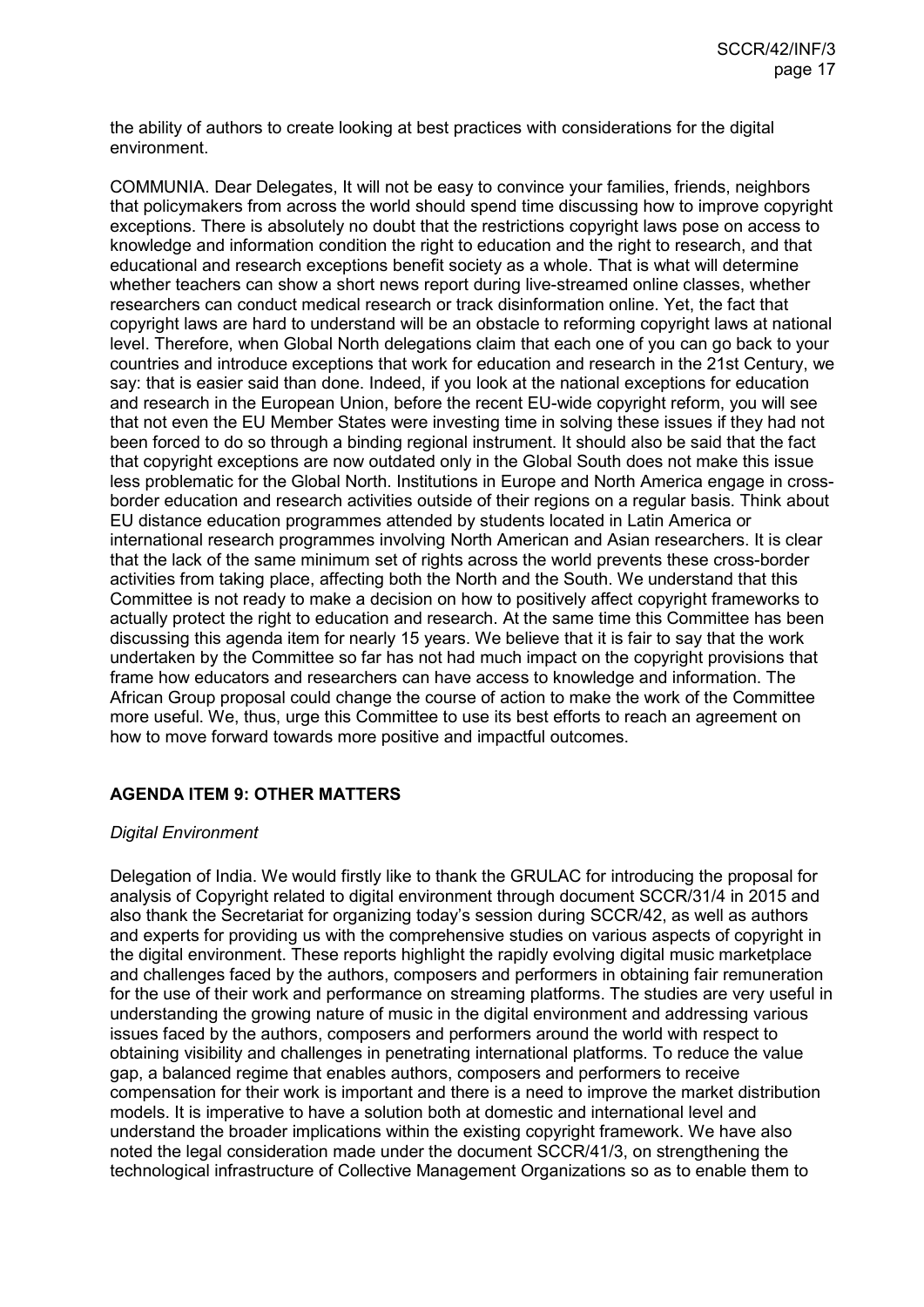the ability of authors to create looking at best practices with considerations for the digital environment.

COMMUNIA. Dear Delegates, It will not be easy to convince your families, friends, neighbors that policymakers from across the world should spend time discussing how to improve copyright exceptions. There is absolutely no doubt that the restrictions copyright laws pose on access to knowledge and information condition the right to education and the right to research, and that educational and research exceptions benefit society as a whole. That is what will determine whether teachers can show a short news report during live-streamed online classes, whether researchers can conduct medical research or track disinformation online. Yet, the fact that copyright laws are hard to understand will be an obstacle to reforming copyright laws at national level. Therefore, when Global North delegations claim that each one of you can go back to your countries and introduce exceptions that work for education and research in the 21st Century, we say: that is easier said than done. Indeed, if you look at the national exceptions for education and research in the European Union, before the recent EU-wide copyright reform, you will see that not even the EU Member States were investing time in solving these issues if they had not been forced to do so through a binding regional instrument. It should also be said that the fact that copyright exceptions are now outdated only in the Global South does not make this issue less problematic for the Global North. Institutions in Europe and North America engage in cross-border education and research activities outside of their regions on a regular basis. Think about EU distance education programmes attended by students located in Latin America or international research programmes involving North American and Asian researchers. It is clear that the lack of the same minimum set of rights across the world prevents these cross-border activities from taking place, affecting both the North and the South. We understand that this Committee is not ready to make a decision on how to positively affect copyright frameworks to actually protect the right to education and research. At the same time this Committee has been discussing this agenda item for nearly 15 years. We believe that it is fair to say that the work undertaken by the Committee so far has not had much impact on the copyright provisions that frame how educators and researchers can have access to knowledge and information. The African Group proposal could change the course of action to make the work of the Committee more useful. We, thus, urge this Committee to use its best efforts to reach an agreement on how to move forward towards more positive and impactful outcomes.

## AGENDA ITEM 9: OTHER MATTERS

*Digital Environment*

Delegation of India. We would firstly like to thank the GRULAC for introducing the proposal for analysis of Copyright related to digital environment through document SCCR/31/4 in 2015 and also thank the Secretariat for organizing today's session during SCCR/42, as well as authors and experts for providing us with the comprehensive studies on various aspects of copyright in the digital environment. These reports highlight the rapidly evolving digital music marketplace and challenges faced by the authors, composers and performers in obtaining fair remuneration for the use of their work and performance on streaming platforms. The studies are very useful in understanding the growing nature of music in the digital environment and addressing various issues faced by the authors, composers and performers around the world with respect to obtaining visibility and challenges in penetrating international platforms. To reduce the value gap, a balanced regime that enables authors, composers and performers to receive compensation for their work is important and there is a need to improve the market distribution models. It is imperative to have a solution both at domestic and international level and understand the broader implications within the existing copyright framework. We have also noted the legal consideration made under the document SCCR/41/3, on strengthening the technological infrastructure of Collective Management Organizations so as to enable them to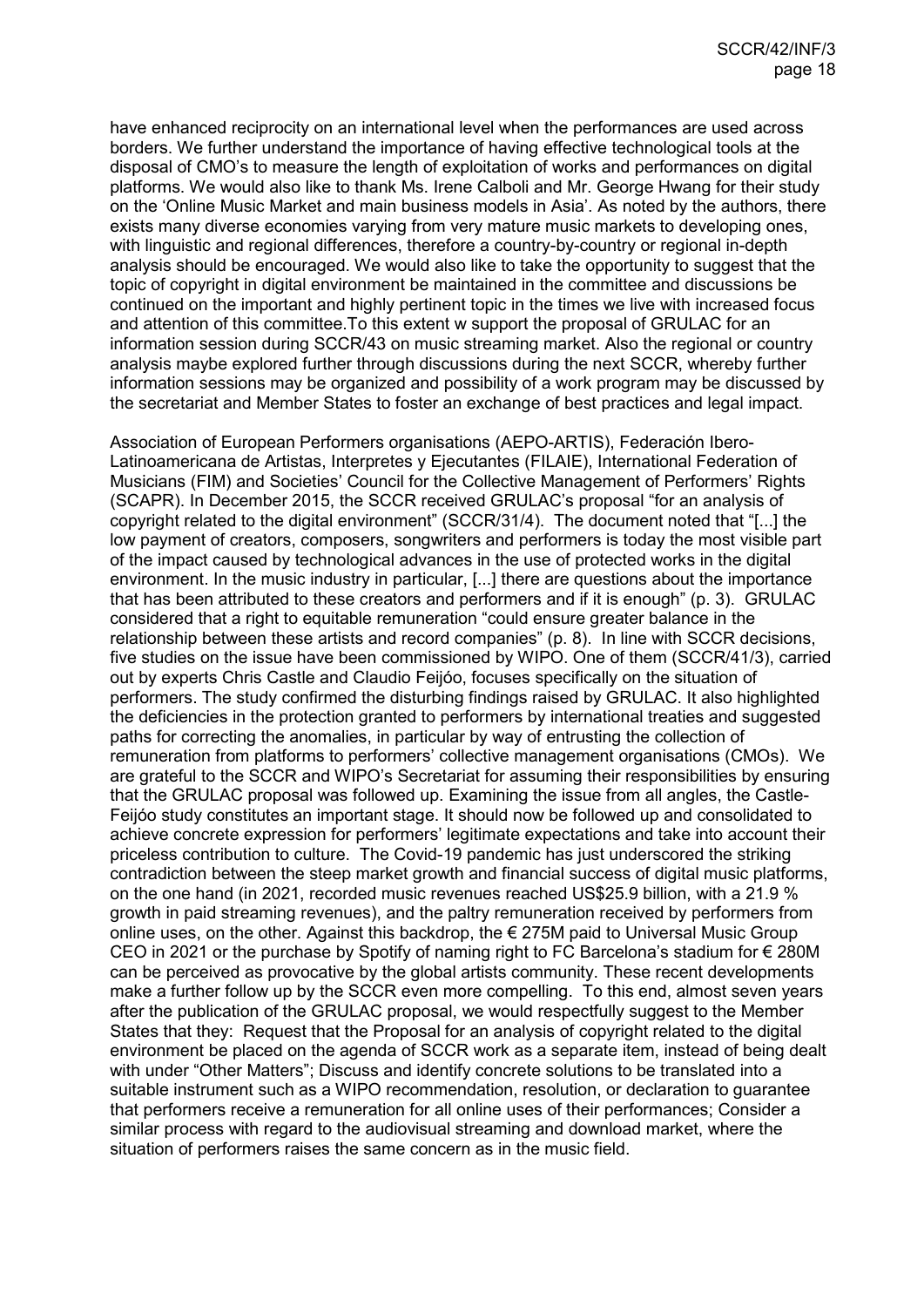have enhanced reciprocity on an international level when the performances are used across borders. We further understand the importance of having effective technological tools at the disposal of CMO's to measure the length of exploitation of works and performances on digital platforms. We would also like to thank Ms. Irene Calboli and Mr. George Hwang for their study on the 'Online Music Market and main business models in Asia'. As noted by the authors, there exists many diverse economies varying from very mature music markets to developing ones, with linguistic and regional differences, therefore a country-by-country or regional in-depth analysis should be encouraged. We would also like to take the opportunity to suggest that the topic of copyright in digital environment be maintained in the committee and discussions be continued on the important and highly pertinent topic in the times we live with increased focus and attention of this committee.To this extent w support the proposal of GRULAC for an information session during SCCR/43 on music streaming market. Also the regional or country analysis maybe explored further through discussions during the next SCCR, whereby further information sessions may be organized and possibility of a work program may be discussed by the secretariat and Member States to foster an exchange of best practices and legal impact.

Association of European Performers organisations (AEPO-ARTIS), Federación Ibero-Latinoamericana de Artistas, Interpretes y Ejecutantes (FILAIE), International Federation of Musicians (FIM) and Societies' Council for the Collective Management of Performers' Rights (SCAPR). In December 2015, the SCCR received GRULAC's proposal "for an analysis of copyright related to the digital environment" (SCCR/31/4). The document noted that "[...] the low payment of creators, composers, songwriters and performers is today the most visible part of the impact caused by technological advances in the use of protected works in the digital environment. In the music industry in particular, [...] there are questions about the importance that has been attributed to these creators and performers and if it is enough" (p. 3). GRULAC considered that a right to equitable remuneration "could ensure greater balance in the relationship between these artists and record companies" (p. 8). In line with SCCR decisions, five studies on the issue have been commissioned by WIPO. One of them (SCCR/41/3), carried out by experts Chris Castle and Claudio Feijóo, focuses specifically on the situation of performers. The study confirmed the disturbing findings raised by GRULAC. It also highlighted the deficiencies in the protection granted to performers by international treaties and suggested paths for correcting the anomalies, in particular by way of entrusting the collection of remuneration from platforms to performers' collective management organisations (CMOs). We are grateful to the SCCR and WIPO's Secretariat for assuming their responsibilities by ensuring that the GRULAC proposal was followed up. Examining the issue from all angles, the Castle-Feijóo study constitutes an important stage. It should now be followed up and consolidated to achieve concrete expression for performers' legitimate expectations and take into account their priceless contribution to culture. The Covid-19 pandemic has just underscored the striking contradiction between the steep market growth and financial success of digital music platforms, on the one hand (in 2021, recorded music revenues reached US$25.9 billion, with a 21.9 % growth in paid streaming revenues), and the paltry remuneration received by performers from online uses, on the other. Against this backdrop, the € 275M paid to Universal Music Group CEO in 2021 or the purchase by Spotify of naming right to FC Barcelona's stadium for € 280M can be perceived as provocative by the global artists community. These recent developments make a further follow up by the SCCR even more compelling. To this end, almost seven years after the publication of the GRULAC proposal, we would respectfully suggest to the Member States that they: Request that the Proposal for an analysis of copyright related to the digital environment be placed on the agenda of SCCR work as a separate item, instead of being dealt with under "Other Matters"; Discuss and identify concrete solutions to be translated into a suitable instrument such as a WIPO recommendation, resolution, or declaration to guarantee that performers receive a remuneration for all online uses of their performances; Consider a similar process with regard to the audiovisual streaming and download market, where the situation of performers raises the same concern as in the music field.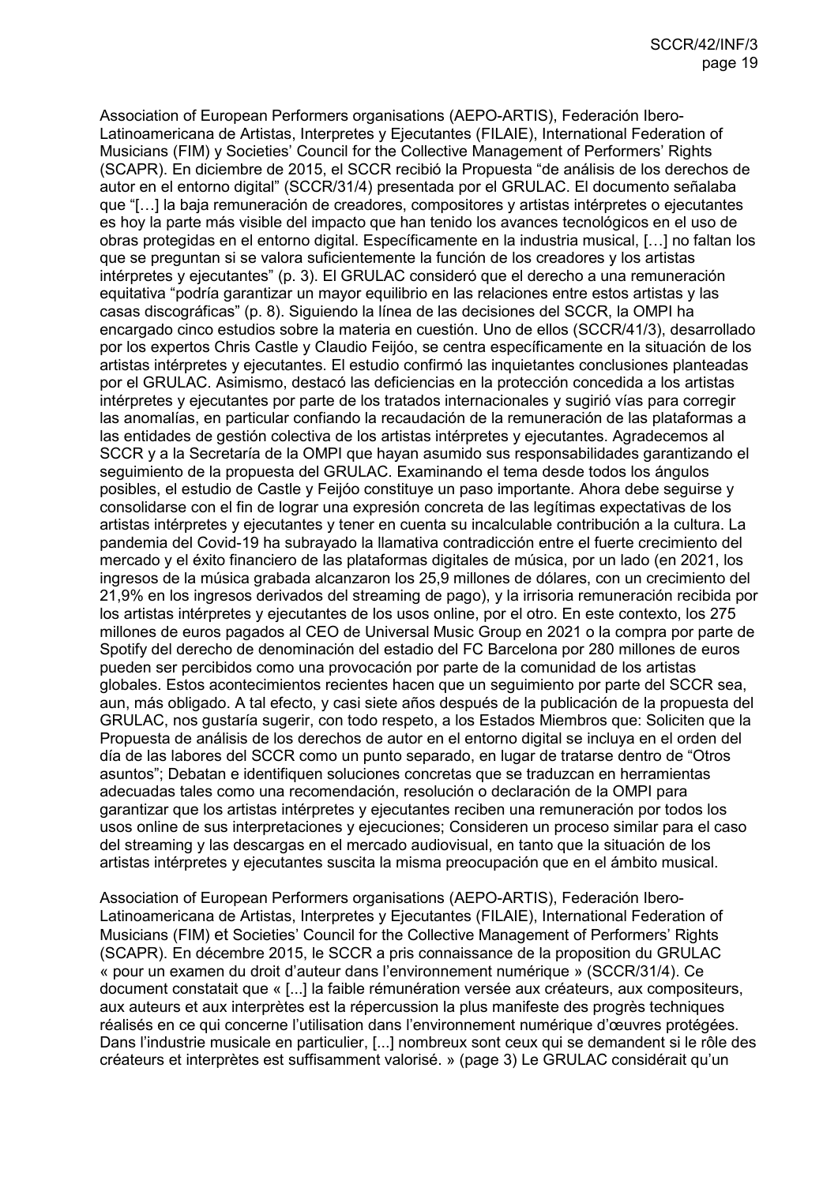Association of European Performers organisations (AEPO-ARTIS), Federación Ibero-Latinoamericana de Artistas, Interpretes y Ejecutantes (FILAIE), International Federation of Musicians (FIM) y Societies' Council for the Collective Management of Performers' Rights (SCAPR). En diciembre de 2015, el SCCR recibió la Propuesta "de análisis de los derechos de autor en el entorno digital" (SCCR/31/4) presentada por el GRULAC. El documento señalaba que "[…] la baja remuneración de creadores, compositores y artistas intérpretes o ejecutantes es hoy la parte más visible del impacto que han tenido los avances tecnológicos en el uso de obras protegidas en el entorno digital. Específicamente en la industria musical, […] no faltan los que se preguntan si se valora suficientemente la función de los creadores y los artistas intérpretes y ejecutantes" (p. 3). El GRULAC consideró que el derecho a una remuneración equitativa "podría garantizar un mayor equilibrio en las relaciones entre estos artistas y las casas discográficas" (p. 8). Siguiendo la línea de las decisiones del SCCR, la OMPI ha encargado cinco estudios sobre la materia en cuestión. Uno de ellos (SCCR/41/3), desarrollado por los expertos Chris Castle y Claudio Feijóo, se centra específicamente en la situación de los artistas intérpretes y ejecutantes. El estudio confirmó las inquietantes conclusiones planteadas por el GRULAC. Asimismo, destacó las deficiencias en la protección concedida a los artistas intérpretes y ejecutantes por parte de los tratados internacionales y sugirió vías para corregir las anomalías, en particular confiando la recaudación de la remuneración de las plataformas a las entidades de gestión colectiva de los artistas intérpretes y ejecutantes. Agradecemos al SCCR y a la Secretaría de la OMPI que hayan asumido sus responsabilidades garantizando el seguimiento de la propuesta del GRULAC. Examinando el tema desde todos los ángulos posibles, el estudio de Castle y Feijóo constituye un paso importante. Ahora debe seguirse y consolidarse con el fin de lograr una expresión concreta de las legítimas expectativas de los artistas intérpretes y ejecutantes y tener en cuenta su incalculable contribución a la cultura. La pandemia del Covid-19 ha subrayado la llamativa contradicción entre el fuerte crecimiento del mercado y el éxito financiero de las plataformas digitales de música, por un lado (en 2021, los ingresos de la música grabada alcanzaron los 25,9 millones de dólares, con un crecimiento del 21,9% en los ingresos derivados del streaming de pago), y la irrisoria remuneración recibida por los artistas intérpretes y ejecutantes de los usos online, por el otro. En este contexto, los 275 millones de euros pagados al CEO de Universal Music Group en 2021 o la compra por parte de Spotify del derecho de denominación del estadio del FC Barcelona por 280 millones de euros pueden ser percibidos como una provocación por parte de la comunidad de los artistas globales. Estos acontecimientos recientes hacen que un seguimiento por parte del SCCR sea, aun, más obligado. A tal efecto, y casi siete años después de la publicación de la propuesta del GRULAC, nos gustaría sugerir, con todo respeto, a los Estados Miembros que: Soliciten que la Propuesta de análisis de los derechos de autor en el entorno digital se incluya en el orden del día de las labores del SCCR como un punto separado, en lugar de tratarse dentro de "Otros asuntos"; Debatan e identifiquen soluciones concretas que se traduzcan en herramientas adecuadas tales como una recomendación, resolución o declaración de la OMPI para garantizar que los artistas intérpretes y ejecutantes reciben una remuneración por todos los usos online de sus interpretaciones y ejecuciones; Consideren un proceso similar para el caso del streaming y las descargas en el mercado audiovisual, en tanto que la situación de los artistas intérpretes y ejecutantes suscita la misma preocupación que en el ámbito musical.

Association of European Performers organisations (AEPO-ARTIS), Federación Ibero-Latinoamericana de Artistas, Interpretes y Ejecutantes (FILAIE), International Federation of Musicians (FIM) et Societies' Council for the Collective Management of Performers' Rights (SCAPR). En décembre 2015, le SCCR a pris connaissance de la proposition du GRULAC « pour un examen du droit d'auteur dans l'environnement numérique » (SCCR/31/4). Ce document constatait que « [...] la faible rémunération versée aux créateurs, aux compositeurs, aux auteurs et aux interprètes est la répercussion la plus manifeste des progrès techniques réalisés en ce qui concerne l'utilisation dans l'environnement numérique d'œuvres protégées. Dans l'industrie musicale en particulier, [...] nombreux sont ceux qui se demandent si le rôle des créateurs et interprètes est suffisamment valorisé. » (page 3) Le GRULAC considérait qu'un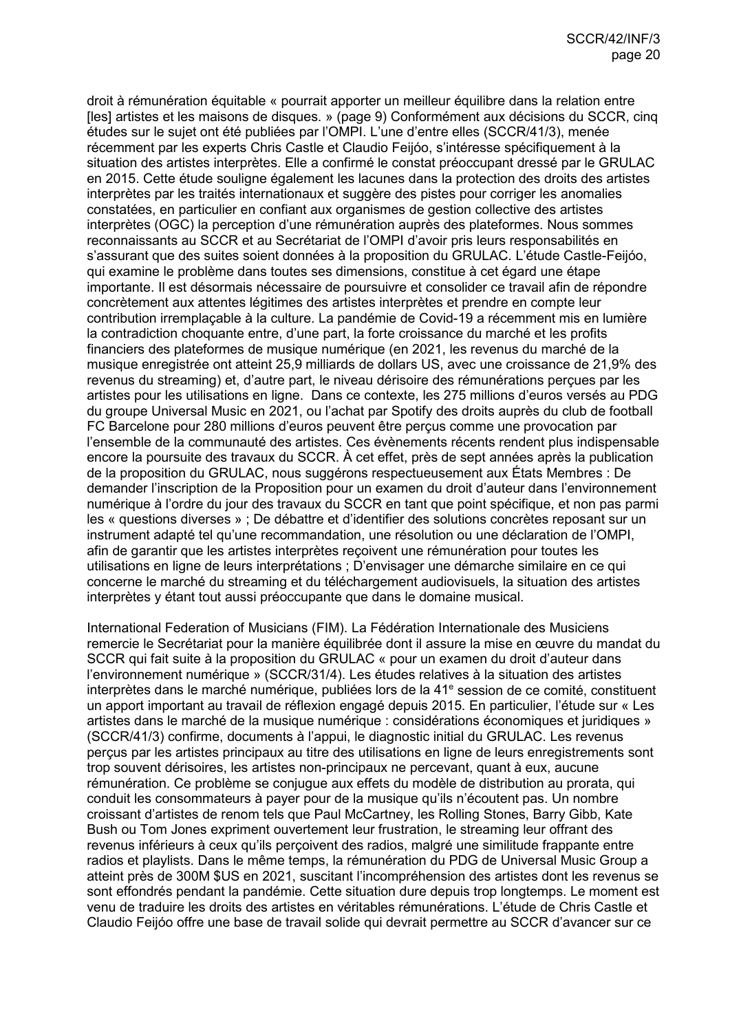droit à rémunération équitable « pourrait apporter un meilleur équilibre dans la relation entre [les] artistes et les maisons de disques. » (page 9) Conformément aux décisions du SCCR, cinq études sur le sujet ont été publiées par l'OMPI. L'une d'entre elles (SCCR/41/3), menée récemment par les experts Chris Castle et Claudio Feijóo, s'intéresse spécifiquement à la situation des artistes interprètes. Elle a confirmé le constat préoccupant dressé par le GRULAC en 2015. Cette étude souligne également les lacunes dans la protection des droits des artistes interprètes par les traités internationaux et suggère des pistes pour corriger les anomalies constatées, en particulier en confiant aux organismes de gestion collective des artistes interprètes (OGC) la perception d'une rémunération auprès des plateformes. Nous sommes reconnaissants au SCCR et au Secrétariat de l'OMPI d'avoir pris leurs responsabilités en s'assurant que des suites soient données à la proposition du GRULAC. L'étude Castle-Feijóo, qui examine le problème dans toutes ses dimensions, constitue à cet égard une étape importante. Il est désormais nécessaire de poursuivre et consolider ce travail afin de répondre concrètement aux attentes légitimes des artistes interprètes et prendre en compte leur contribution irremplaçable à la culture. La pandémie de Covid-19 a récemment mis en lumière la contradiction choquante entre, d'une part, la forte croissance du marché et les profits financiers des plateformes de musique numérique (en 2021, les revenus du marché de la musique enregistrée ont atteint 25,9 milliards de dollars US, avec une croissance de 21,9% des revenus du streaming) et, d'autre part, le niveau dérisoire des rémunérations perçues par les artistes pour les utilisations en ligne. Dans ce contexte, les 275 millions d'euros versés au PDG du groupe Universal Music en 2021, ou l'achat par Spotify des droits auprès du club de football FC Barcelone pour 280 millions d'euros peuvent être perçus comme une provocation par l'ensemble de la communauté des artistes. Ces évènements récents rendent plus indispensable encore la poursuite des travaux du SCCR. À cet effet, près de sept années après la publication de la proposition du GRULAC, nous suggérons respectueusement aux États Membres : De demander l'inscription de la Proposition pour un examen du droit d'auteur dans l'environnement numérique à l'ordre du jour des travaux du SCCR en tant que point spécifique, et non pas parmi les « questions diverses » ; De débattre et d'identifier des solutions concrètes reposant sur un instrument adapté tel qu'une recommandation, une résolution ou une déclaration de l'OMPI, afin de garantir que les artistes interprètes reçoivent une rémunération pour toutes les utilisations en ligne de leurs interprétations ; D'envisager une démarche similaire en ce qui concerne le marché du streaming et du téléchargement audiovisuels, la situation des artistes interprètes y étant tout aussi préoccupante que dans le domaine musical.

International Federation of Musicians (FIM). La Fédération Internationale des Musiciens remercie le Secrétariat pour la manière équilibrée dont il assure la mise en œuvre du mandat du SCCR qui fait suite à la proposition du GRULAC « pour un examen du droit d'auteur dans l'environnement numérique » (SCCR/31/4). Les études relatives à la situation des artistes interprètes dans le marché numérique, publiées lors de la 41e session de ce comité, constituent un apport important au travail de réflexion engagé depuis 2015. En particulier, l'étude sur « Les artistes dans le marché de la musique numérique : considérations économiques et juridiques » (SCCR/41/3) confirme, documents à l'appui, le diagnostic initial du GRULAC. Les revenus perçus par les artistes principaux au titre des utilisations en ligne de leurs enregistrements sont trop souvent dérisoires, les artistes non-principaux ne percevant, quant à eux, aucune rémunération. Ce problème se conjugue aux effets du modèle de distribution au prorata, qui conduit les consommateurs à payer pour de la musique qu'ils n'écoutent pas. Un nombre croissant d'artistes de renom tels que Paul McCartney, les Rolling Stones, Barry Gibb, Kate Bush ou Tom Jones expriment ouvertement leur frustration, le streaming leur offrant des revenus inférieurs à ceux qu'ils perçoivent des radios, malgré une similitude frappante entre radios et playlists. Dans le même temps, la rémunération du PDG de Universal Music Group a atteint près de 300M $US en 2021, suscitant l'incompréhension des artistes dont les revenus se sont effondrés pendant la pandémie. Cette situation dure depuis trop longtemps. Le moment est venu de traduire les droits des artistes en véritables rémunérations. L'étude de Chris Castle et Claudio Feijóo offre une base de travail solide qui devrait permettre au SCCR d'avancer sur ce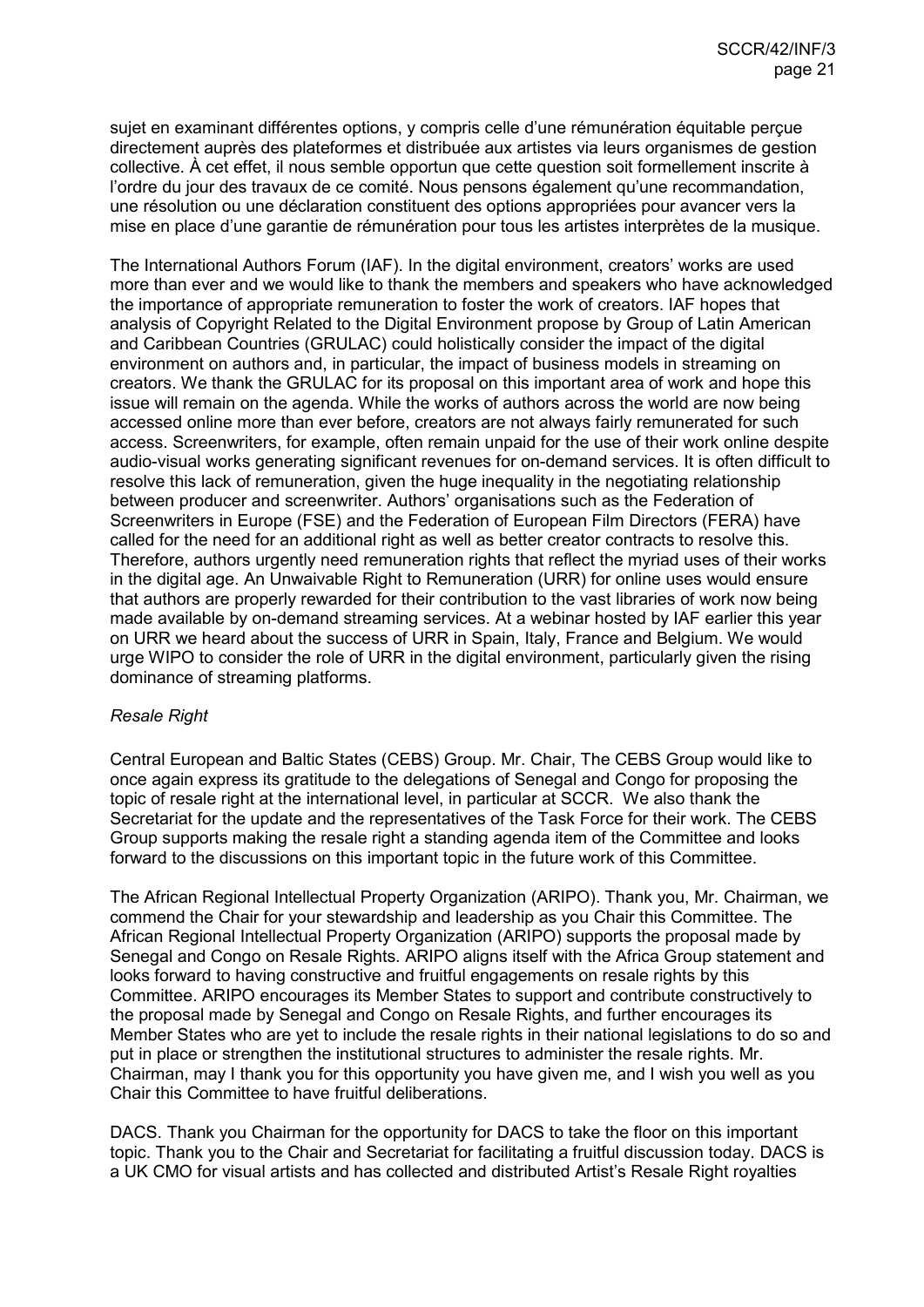sujet en examinant différentes options, y compris celle d'une rémunération équitable perçue directement auprès des plateformes et distribuée aux artistes via leurs organismes de gestion collective. À cet effet, il nous semble opportun que cette question soit formellement inscrite à l'ordre du jour des travaux de ce comité. Nous pensons également qu'une recommandation, une résolution ou une déclaration constituent des options appropriées pour avancer vers la mise en place d'une garantie de rémunération pour tous les artistes interprètes de la musique.

The International Authors Forum (IAF). In the digital environment, creators' works are used more than ever and we would like to thank the members and speakers who have acknowledged the importance of appropriate remuneration to foster the work of creators. IAF hopes that analysis of Copyright Related to the Digital Environment propose by Group of Latin American and Caribbean Countries (GRULAC) could holistically consider the impact of the digital environment on authors and, in particular, the impact of business models in streaming on creators. We thank the GRULAC for its proposal on this important area of work and hope this issue will remain on the agenda. While the works of authors across the world are now being accessed online more than ever before, creators are not always fairly remunerated for such access. Screenwriters, for example, often remain unpaid for the use of their work online despite audio-visual works generating significant revenues for on-demand services. It is often difficult to resolve this lack of remuneration, given the huge inequality in the negotiating relationship between producer and screenwriter. Authors' organisations such as the Federation of Screenwriters in Europe (FSE) and the Federation of European Film Directors (FERA) have called for the need for an additional right as well as better creator contracts to resolve this. Therefore, authors urgently need remuneration rights that reflect the myriad uses of their works in the digital age. An Unwaivable Right to Remuneration (URR) for online uses would ensure that authors are properly rewarded for their contribution to the vast libraries of work now being made available by on-demand streaming services. At a webinar hosted by IAF earlier this year on URR we heard about the success of URR in Spain, Italy, France and Belgium. We would urge WIPO to consider the role of URR in the digital environment, particularly given the rising dominance of streaming platforms.

*Resale Right*

Central European and Baltic States (CEBS) Group. Mr. Chair, The CEBS Group would like to once again express its gratitude to the delegations of Senegal and Congo for proposing the topic of resale right at the international level, in particular at SCCR. We also thank the Secretariat for the update and the representatives of the Task Force for their work. The CEBS Group supports making the resale right a standing agenda item of the Committee and looks forward to the discussions on this important topic in the future work of this Committee.

The African Regional Intellectual Property Organization (ARIPO). Thank you, Mr. Chairman, we commend the Chair for your stewardship and leadership as you Chair this Committee. The African Regional Intellectual Property Organization (ARIPO) supports the proposal made by Senegal and Congo on Resale Rights. ARIPO aligns itself with the Africa Group statement and looks forward to having constructive and fruitful engagements on resale rights by this Committee. ARIPO encourages its Member States to support and contribute constructively to the proposal made by Senegal and Congo on Resale Rights, and further encourages its Member States who are yet to include the resale rights in their national legislations to do so and put in place or strengthen the institutional structures to administer the resale rights. Mr. Chairman, may I thank you for this opportunity you have given me, and I wish you well as you Chair this Committee to have fruitful deliberations.

DACS. Thank you Chairman for the opportunity for DACS to take the floor on this important topic. Thank you to the Chair and Secretariat for facilitating a fruitful discussion today. DACS is a UK CMO for visual artists and has collected and distributed Artist's Resale Right royalties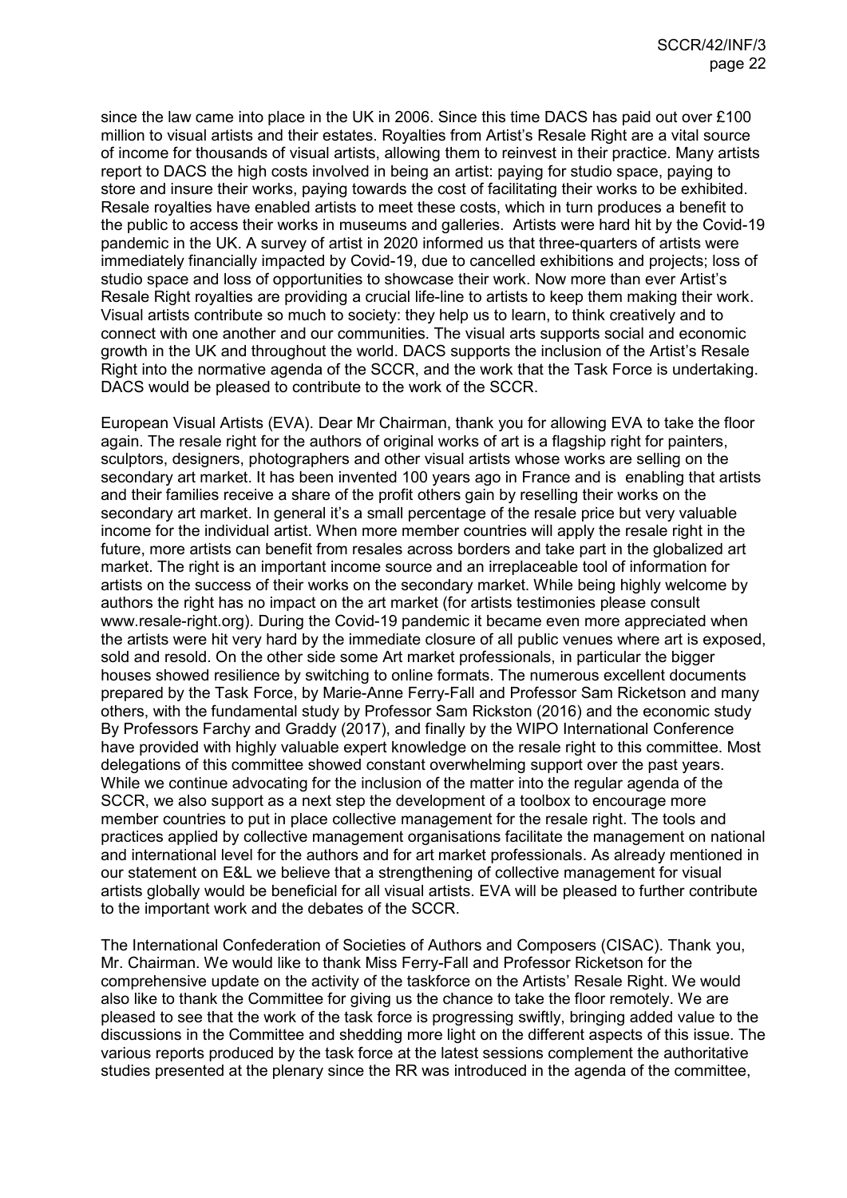since the law came into place in the UK in 2006. Since this time DACS has paid out over £100 million to visual artists and their estates. Royalties from Artist's Resale Right are a vital source of income for thousands of visual artists, allowing them to reinvest in their practice. Many artists report to DACS the high costs involved in being an artist: paying for studio space, paying to store and insure their works, paying towards the cost of facilitating their works to be exhibited. Resale royalties have enabled artists to meet these costs, which in turn produces a benefit to the public to access their works in museums and galleries. Artists were hard hit by the Covid-19 pandemic in the UK. A survey of artist in 2020 informed us that three-quarters of artists were immediately financially impacted by Covid-19, due to cancelled exhibitions and projects; loss of studio space and loss of opportunities to showcase their work. Now more than ever Artist's Resale Right royalties are providing a crucial life-line to artists to keep them making their work. Visual artists contribute so much to society: they help us to learn, to think creatively and to connect with one another and our communities. The visual arts supports social and economic growth in the UK and throughout the world. DACS supports the inclusion of the Artist's Resale Right into the normative agenda of the SCCR, and the work that the Task Force is undertaking. DACS would be pleased to contribute to the work of the SCCR.

European Visual Artists (EVA). Dear Mr Chairman, thank you for allowing EVA to take the floor again. The resale right for the authors of original works of art is a flagship right for painters, sculptors, designers, photographers and other visual artists whose works are selling on the secondary art market. It has been invented 100 years ago in France and is enabling that artists and their families receive a share of the profit others gain by reselling their works on the secondary art market. In general it's a small percentage of the resale price but very valuable income for the individual artist. When more member countries will apply the resale right in the future, more artists can benefit from resales across borders and take part in the globalized art market. The right is an important income source and an irreplaceable tool of information for artists on the success of their works on the secondary market. While being highly welcome by authors the right has no impact on the art market (for artists testimonies please consult www.resale-right.org). During the Covid-19 pandemic it became even more appreciated when the artists were hit very hard by the immediate closure of all public venues where art is exposed, sold and resold. On the other side some Art market professionals, in particular the bigger houses showed resilience by switching to online formats. The numerous excellent documents prepared by the Task Force, by Marie-Anne Ferry-Fall and Professor Sam Ricketson and many others, with the fundamental study by Professor Sam Rickston (2016) and the economic study By Professors Farchy and Graddy (2017), and finally by the WIPO International Conference have provided with highly valuable expert knowledge on the resale right to this committee. Most delegations of this committee showed constant overwhelming support over the past years. While we continue advocating for the inclusion of the matter into the regular agenda of the SCCR, we also support as a next step the development of a toolbox to encourage more member countries to put in place collective management for the resale right. The tools and practices applied by collective management organisations facilitate the management on national and international level for the authors and for art market professionals. As already mentioned in our statement on E&L we believe that a strengthening of collective management for visual artists globally would be beneficial for all visual artists. EVA will be pleased to further contribute to the important work and the debates of the SCCR.

The International Confederation of Societies of Authors and Composers (CISAC). Thank you, Mr. Chairman. We would like to thank Miss Ferry-Fall and Professor Ricketson for the comprehensive update on the activity of the taskforce on the Artists' Resale Right. We would also like to thank the Committee for giving us the chance to take the floor remotely. We are pleased to see that the work of the task force is progressing swiftly, bringing added value to the discussions in the Committee and shedding more light on the different aspects of this issue. The various reports produced by the task force at the latest sessions complement the authoritative studies presented at the plenary since the RR was introduced in the agenda of the committee,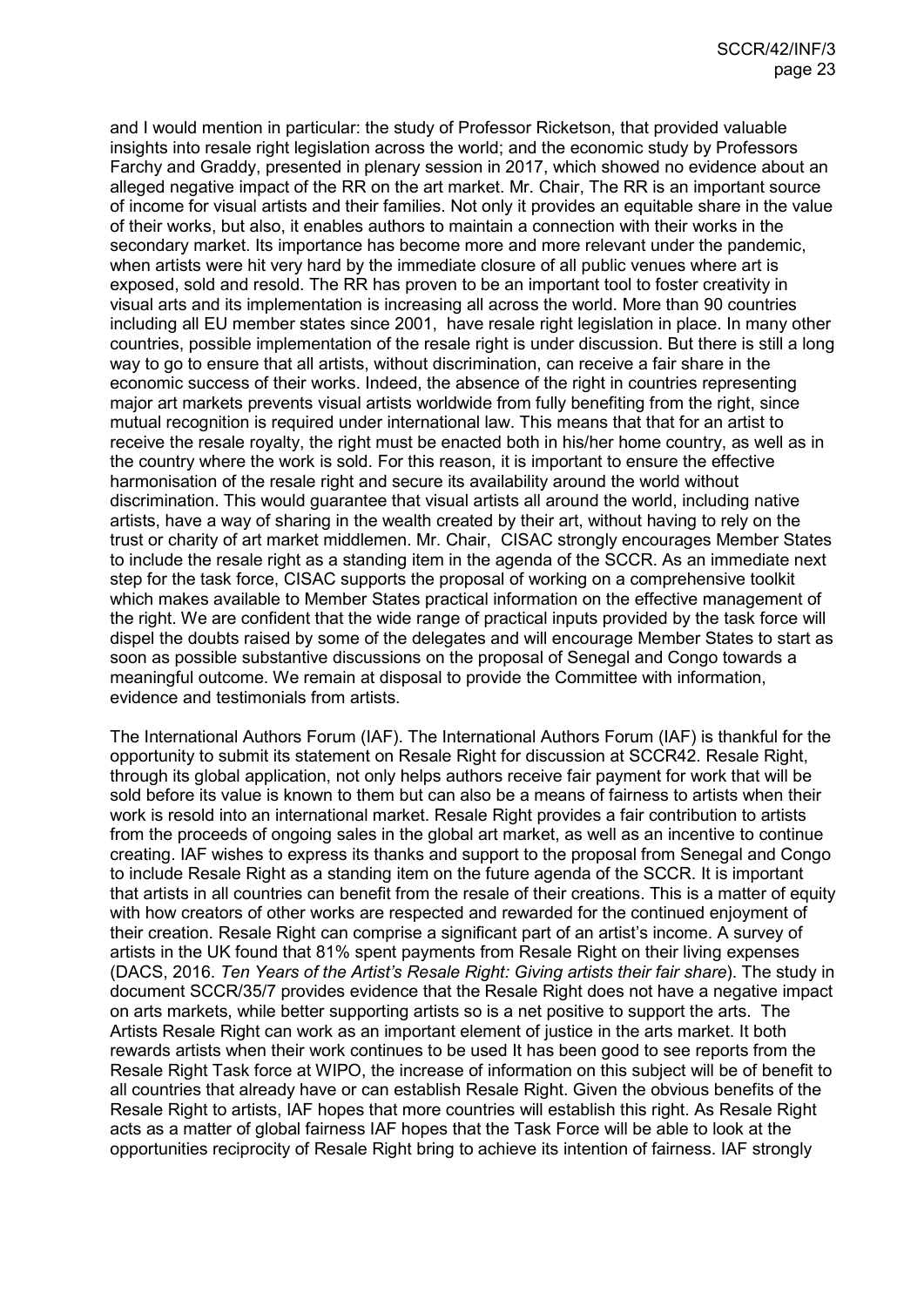and I would mention in particular: the study of Professor Ricketson, that provided valuable insights into resale right legislation across the world; and the economic study by Professors Farchy and Graddy, presented in plenary session in 2017, which showed no evidence about an alleged negative impact of the RR on the art market. Mr. Chair, The RR is an important source of income for visual artists and their families. Not only it provides an equitable share in the value of their works, but also, it enables authors to maintain a connection with their works in the secondary market. Its importance has become more and more relevant under the pandemic, when artists were hit very hard by the immediate closure of all public venues where art is exposed, sold and resold. The RR has proven to be an important tool to foster creativity in visual arts and its implementation is increasing all across the world. More than 90 countries including all EU member states since 2001, have resale right legislation in place. In many other countries, possible implementation of the resale right is under discussion. But there is still a long way to go to ensure that all artists, without discrimination, can receive a fair share in the economic success of their works. Indeed, the absence of the right in countries representing major art markets prevents visual artists worldwide from fully benefiting from the right, since mutual recognition is required under international law. This means that that for an artist to receive the resale royalty, the right must be enacted both in his/her home country, as well as in the country where the work is sold. For this reason, it is important to ensure the effective harmonisation of the resale right and secure its availability around the world without discrimination. This would guarantee that visual artists all around the world, including native artists, have a way of sharing in the wealth created by their art, without having to rely on the trust or charity of art market middlemen. Mr. Chair, CISAC strongly encourages Member States to include the resale right as a standing item in the agenda of the SCCR. As an immediate next step for the task force, CISAC supports the proposal of working on a comprehensive toolkit which makes available to Member States practical information on the effective management of the right. We are confident that the wide range of practical inputs provided by the task force will dispel the doubts raised by some of the delegates and will encourage Member States to start as soon as possible substantive discussions on the proposal of Senegal and Congo towards a meaningful outcome. We remain at disposal to provide the Committee with information, evidence and testimonials from artists.

The International Authors Forum (IAF). The International Authors Forum (IAF) is thankful for the opportunity to submit its statement on Resale Right for discussion at SCCR42. Resale Right, through its global application, not only helps authors receive fair payment for work that will be sold before its value is known to them but can also be a means of fairness to artists when their work is resold into an international market. Resale Right provides a fair contribution to artists from the proceeds of ongoing sales in the global art market, as well as an incentive to continue creating. IAF wishes to express its thanks and support to the proposal from Senegal and Congo to include Resale Right as a standing item on the future agenda of the SCCR. It is important that artists in all countries can benefit from the resale of their creations. This is a matter of equity with how creators of other works are respected and rewarded for the continued enjoyment of their creation. Resale Right can comprise a significant part of an artist's income. A survey of artists in the UK found that 81% spent payments from Resale Right on their living expenses (DACS, 2016. *Ten Years of the Artist's Resale Right: Giving artists their fair share*). The study in document SCCR/35/7 provides evidence that the Resale Right does not have a negative impact on arts markets, while better supporting artists so is a net positive to support the arts. The Artists Resale Right can work as an important element of justice in the arts market. It both rewards artists when their work continues to be used It has been good to see reports from the Resale Right Task force at WIPO, the increase of information on this subject will be of benefit to all countries that already have or can establish Resale Right. Given the obvious benefits of the Resale Right to artists, IAF hopes that more countries will establish this right. As Resale Right acts as a matter of global fairness IAF hopes that the Task Force will be able to look at the opportunities reciprocity of Resale Right bring to achieve its intention of fairness. IAF strongly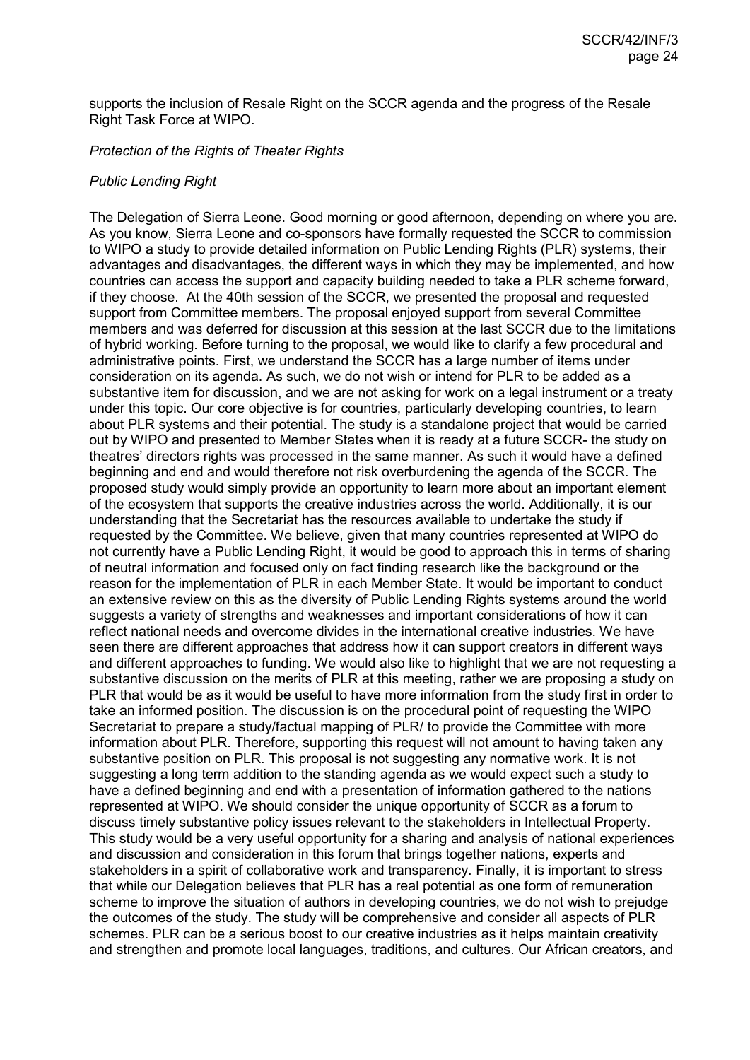supports the inclusion of Resale Right on the SCCR agenda and the progress of the Resale Right Task Force at WIPO.

*Protection of the Rights of Theater Rights*

*Public Lending Right*

The Delegation of Sierra Leone. Good morning or good afternoon, depending on where you are. As you know, Sierra Leone and co-sponsors have formally requested the SCCR to commission to WIPO a study to provide detailed information on Public Lending Rights (PLR) systems, their advantages and disadvantages, the different ways in which they may be implemented, and how countries can access the support and capacity building needed to take a PLR scheme forward, if they choose. At the 40th session of the SCCR, we presented the proposal and requested support from Committee members. The proposal enjoyed support from several Committee members and was deferred for discussion at this session at the last SCCR due to the limitations of hybrid working. Before turning to the proposal, we would like to clarify a few procedural and administrative points. First, we understand the SCCR has a large number of items under consideration on its agenda. As such, we do not wish or intend for PLR to be added as a substantive item for discussion, and we are not asking for work on a legal instrument or a treaty under this topic. Our core objective is for countries, particularly developing countries, to learn about PLR systems and their potential. The study is a standalone project that would be carried out by WIPO and presented to Member States when it is ready at a future SCCR- the study on theatres' directors rights was processed in the same manner. As such it would have a defined beginning and end and would therefore not risk overburdening the agenda of the SCCR. The proposed study would simply provide an opportunity to learn more about an important element of the ecosystem that supports the creative industries across the world. Additionally, it is our understanding that the Secretariat has the resources available to undertake the study if requested by the Committee. We believe, given that many countries represented at WIPO do not currently have a Public Lending Right, it would be good to approach this in terms of sharing of neutral information and focused only on fact finding research like the background or the reason for the implementation of PLR in each Member State. It would be important to conduct an extensive review on this as the diversity of Public Lending Rights systems around the world suggests a variety of strengths and weaknesses and important considerations of how it can reflect national needs and overcome divides in the international creative industries. We have seen there are different approaches that address how it can support creators in different ways and different approaches to funding. We would also like to highlight that we are not requesting a substantive discussion on the merits of PLR at this meeting, rather we are proposing a study on PLR that would be as it would be useful to have more information from the study first in order to take an informed position. The discussion is on the procedural point of requesting the WIPO Secretariat to prepare a study/factual mapping of PLR/ to provide the Committee with more information about PLR. Therefore, supporting this request will not amount to having taken any substantive position on PLR. This proposal is not suggesting any normative work. It is not suggesting a long term addition to the standing agenda as we would expect such a study to have a defined beginning and end with a presentation of information gathered to the nations represented at WIPO. We should consider the unique opportunity of SCCR as a forum to discuss timely substantive policy issues relevant to the stakeholders in Intellectual Property. This study would be a very useful opportunity for a sharing and analysis of national experiences and discussion and consideration in this forum that brings together nations, experts and stakeholders in a spirit of collaborative work and transparency. Finally, it is important to stress that while our Delegation believes that PLR has a real potential as one form of remuneration scheme to improve the situation of authors in developing countries, we do not wish to prejudge the outcomes of the study. The study will be comprehensive and consider all aspects of PLR schemes. PLR can be a serious boost to our creative industries as it helps maintain creativity and strengthen and promote local languages, traditions, and cultures. Our African creators, and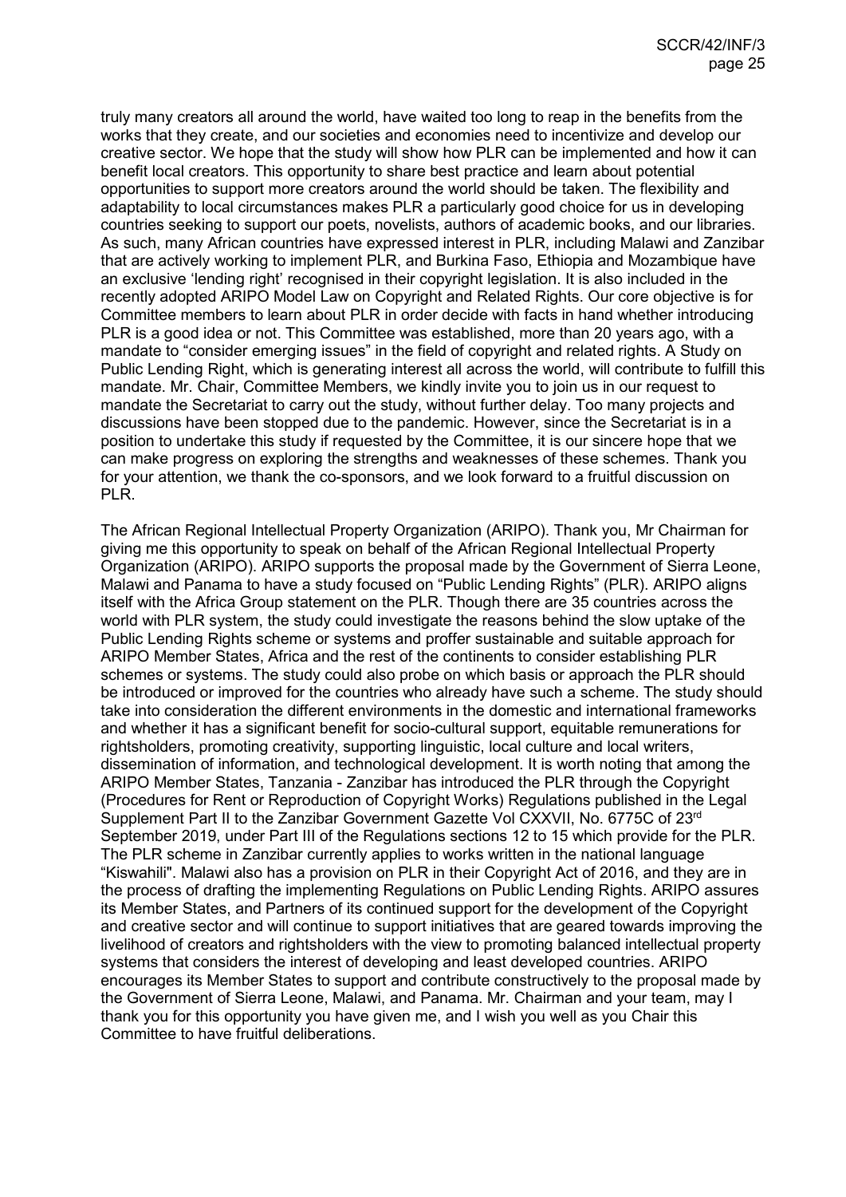truly many creators all around the world, have waited too long to reap in the benefits from the works that they create, and our societies and economies need to incentivize and develop our creative sector. We hope that the study will show how PLR can be implemented and how it can benefit local creators. This opportunity to share best practice and learn about potential opportunities to support more creators around the world should be taken. The flexibility and adaptability to local circumstances makes PLR a particularly good choice for us in developing countries seeking to support our poets, novelists, authors of academic books, and our libraries. As such, many African countries have expressed interest in PLR, including Malawi and Zanzibar that are actively working to implement PLR, and Burkina Faso, Ethiopia and Mozambique have an exclusive 'lending right' recognised in their copyright legislation. It is also included in the recently adopted ARIPO Model Law on Copyright and Related Rights. Our core objective is for Committee members to learn about PLR in order decide with facts in hand whether introducing PLR is a good idea or not. This Committee was established, more than 20 years ago, with a mandate to "consider emerging issues" in the field of copyright and related rights. A Study on Public Lending Right, which is generating interest all across the world, will contribute to fulfill this mandate. Mr. Chair, Committee Members, we kindly invite you to join us in our request to mandate the Secretariat to carry out the study, without further delay. Too many projects and discussions have been stopped due to the pandemic. However, since the Secretariat is in a position to undertake this study if requested by the Committee, it is our sincere hope that we can make progress on exploring the strengths and weaknesses of these schemes. Thank you for your attention, we thank the co-sponsors, and we look forward to a fruitful discussion on PLR.

The African Regional Intellectual Property Organization (ARIPO). Thank you, Mr Chairman for giving me this opportunity to speak on behalf of the African Regional Intellectual Property Organization (ARIPO). ARIPO supports the proposal made by the Government of Sierra Leone, Malawi and Panama to have a study focused on "Public Lending Rights" (PLR). ARIPO aligns itself with the Africa Group statement on the PLR. Though there are 35 countries across the world with PLR system, the study could investigate the reasons behind the slow uptake of the Public Lending Rights scheme or systems and proffer sustainable and suitable approach for ARIPO Member States, Africa and the rest of the continents to consider establishing PLR schemes or systems. The study could also probe on which basis or approach the PLR should be introduced or improved for the countries who already have such a scheme. The study should take into consideration the different environments in the domestic and international frameworks and whether it has a significant benefit for socio-cultural support, equitable remunerations for rightsholders, promoting creativity, supporting linguistic, local culture and local writers, dissemination of information, and technological development. It is worth noting that among the ARIPO Member States, Tanzania - Zanzibar has introduced the PLR through the Copyright (Procedures for Rent or Reproduction of Copyright Works) Regulations published in the Legal Supplement Part II to the Zanzibar Government Gazette Vol CXXVII, No. 6775C of 23rd September 2019, under Part III of the Regulations sections 12 to 15 which provide for the PLR. The PLR scheme in Zanzibar currently applies to works written in the national language "Kiswahili". Malawi also has a provision on PLR in their Copyright Act of 2016, and they are in the process of drafting the implementing Regulations on Public Lending Rights. ARIPO assures its Member States, and Partners of its continued support for the development of the Copyright and creative sector and will continue to support initiatives that are geared towards improving the livelihood of creators and rightsholders with the view to promoting balanced intellectual property systems that considers the interest of developing and least developed countries. ARIPO encourages its Member States to support and contribute constructively to the proposal made by the Government of Sierra Leone, Malawi, and Panama. Mr. Chairman and your team, may I thank you for this opportunity you have given me, and I wish you well as you Chair this Committee to have fruitful deliberations.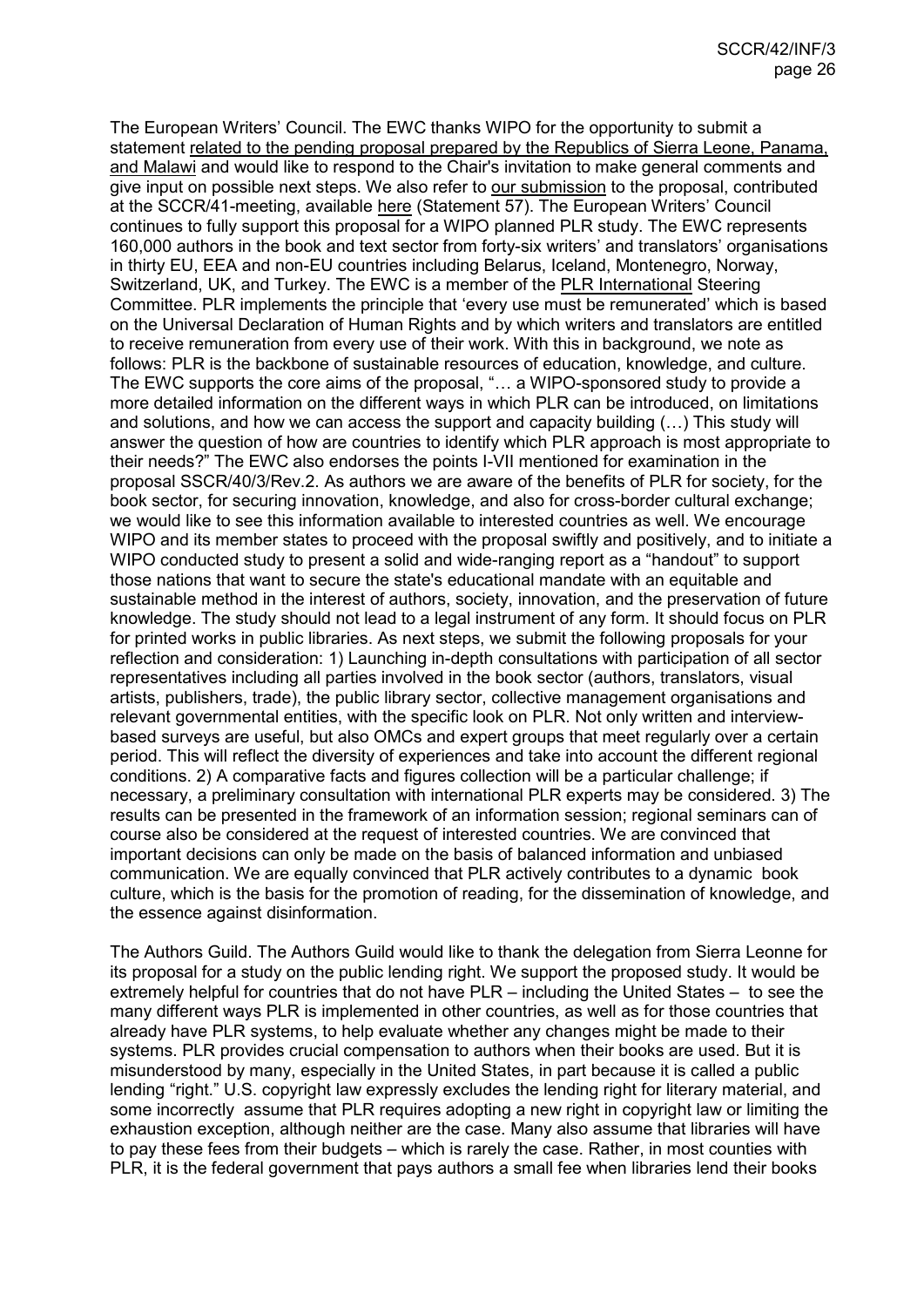The European Writers' Council. The EWC thanks WIPO for the opportunity to submit a statement related to the pending proposal prepared by the Republics of Sierra Leone, Panama, and Malawi and would like to respond to the Chair's invitation to make general comments and give input on possible next steps. We also refer to our submission to the proposal, contributed at the SCCR/41-meeting, available here (Statement 57). The European Writers' Council continues to fully support this proposal for a WIPO planned PLR study. The EWC represents 160,000 authors in the book and text sector from forty-six writers' and translators' organisations in thirty EU, EEA and non-EU countries including Belarus, Iceland, Montenegro, Norway, Switzerland, UK, and Turkey. The EWC is a member of the PLR International Steering Committee. PLR implements the principle that 'every use must be remunerated' which is based on the Universal Declaration of Human Rights and by which writers and translators are entitled to receive remuneration from every use of their work. With this in background, we note as follows: PLR is the backbone of sustainable resources of education, knowledge, and culture. The EWC supports the core aims of the proposal, "… a WIPO-sponsored study to provide a more detailed information on the different ways in which PLR can be introduced, on limitations and solutions, and how we can access the support and capacity building (…) This study will answer the question of how are countries to identify which PLR approach is most appropriate to their needs?" The EWC also endorses the points I-VII mentioned for examination in the proposal SSCR/40/3/Rev.2. As authors we are aware of the benefits of PLR for society, for the book sector, for securing innovation, knowledge, and also for cross-border cultural exchange; we would like to see this information available to interested countries as well. We encourage WIPO and its member states to proceed with the proposal swiftly and positively, and to initiate a WIPO conducted study to present a solid and wide-ranging report as a "handout" to support those nations that want to secure the state's educational mandate with an equitable and sustainable method in the interest of authors, society, innovation, and the preservation of future knowledge. The study should not lead to a legal instrument of any form. It should focus on PLR for printed works in public libraries. As next steps, we submit the following proposals for your reflection and consideration: 1) Launching in-depth consultations with participation of all sector representatives including all parties involved in the book sector (authors, translators, visual artists, publishers, trade), the public library sector, collective management organisations and relevant governmental entities, with the specific look on PLR. Not only written and interview-based surveys are useful, but also OMCs and expert groups that meet regularly over a certain period. This will reflect the diversity of experiences and take into account the different regional conditions. 2) A comparative facts and figures collection will be a particular challenge; if necessary, a preliminary consultation with international PLR experts may be considered. 3) The results can be presented in the framework of an information session; regional seminars can of course also be considered at the request of interested countries. We are convinced that important decisions can only be made on the basis of balanced information and unbiased communication. We are equally convinced that PLR actively contributes to a dynamic book culture, which is the basis for the promotion of reading, for the dissemination of knowledge, and the essence against disinformation.

The Authors Guild. The Authors Guild would like to thank the delegation from Sierra Leonne for its proposal for a study on the public lending right. We support the proposed study. It would be extremely helpful for countries that do not have PLR – including the United States – to see the many different ways PLR is implemented in other countries, as well as for those countries that already have PLR systems, to help evaluate whether any changes might be made to their systems. PLR provides crucial compensation to authors when their books are used. But it is misunderstood by many, especially in the United States, in part because it is called a public lending "right." U.S. copyright law expressly excludes the lending right for literary material, and some incorrectly assume that PLR requires adopting a new right in copyright law or limiting the exhaustion exception, although neither are the case. Many also assume that libraries will have to pay these fees from their budgets – which is rarely the case. Rather, in most counties with PLR, it is the federal government that pays authors a small fee when libraries lend their books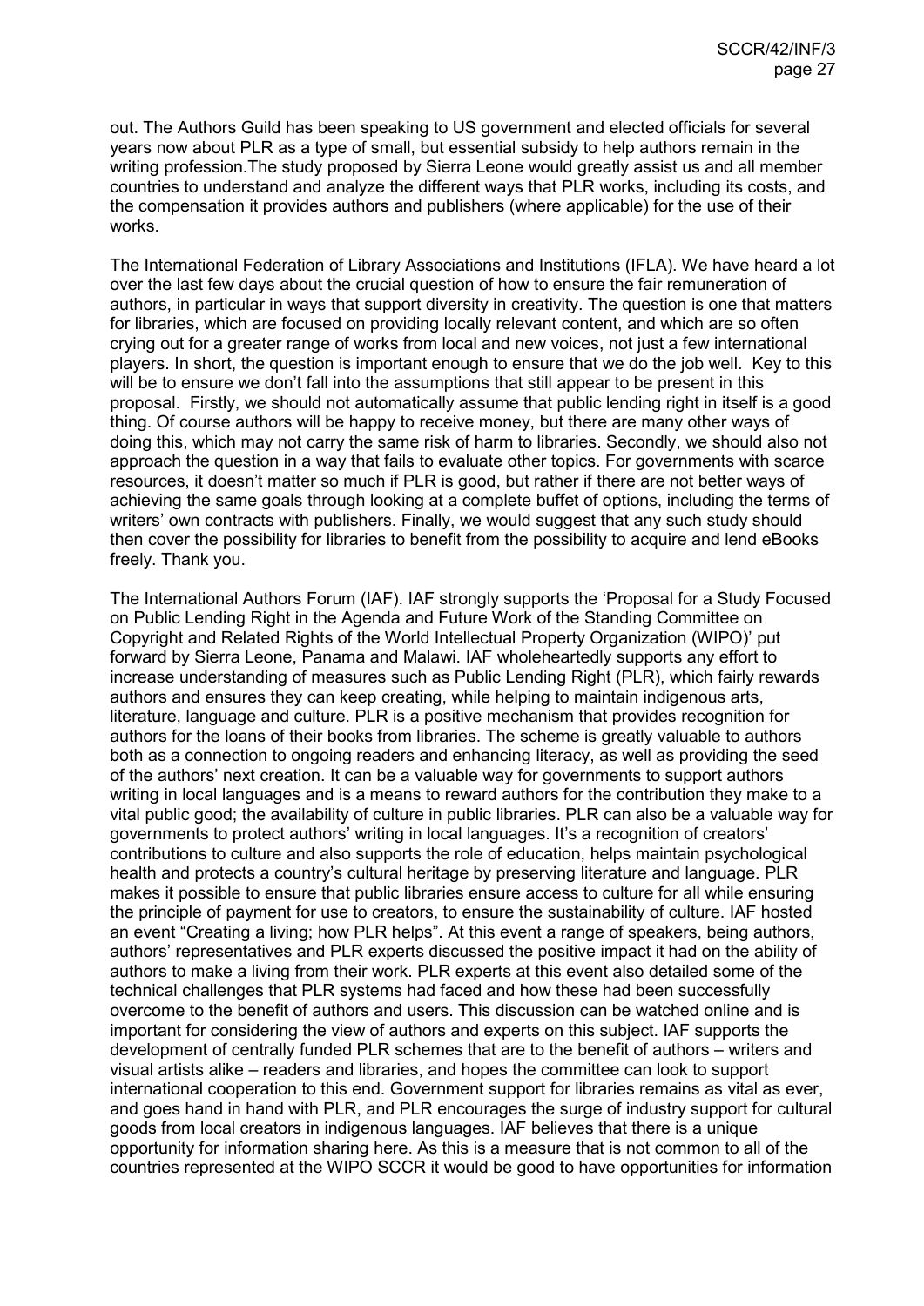out. The Authors Guild has been speaking to US government and elected officials for several years now about PLR as a type of small, but essential subsidy to help authors remain in the writing profession.The study proposed by Sierra Leone would greatly assist us and all member countries to understand and analyze the different ways that PLR works, including its costs, and the compensation it provides authors and publishers (where applicable) for the use of their works.

The International Federation of Library Associations and Institutions (IFLA). We have heard a lot over the last few days about the crucial question of how to ensure the fair remuneration of authors, in particular in ways that support diversity in creativity. The question is one that matters for libraries, which are focused on providing locally relevant content, and which are so often crying out for a greater range of works from local and new voices, not just a few international players. In short, the question is important enough to ensure that we do the job well. Key to this will be to ensure we don't fall into the assumptions that still appear to be present in this proposal. Firstly, we should not automatically assume that public lending right in itself is a good thing. Of course authors will be happy to receive money, but there are many other ways of doing this, which may not carry the same risk of harm to libraries. Secondly, we should also not approach the question in a way that fails to evaluate other topics. For governments with scarce resources, it doesn't matter so much if PLR is good, but rather if there are not better ways of achieving the same goals through looking at a complete buffet of options, including the terms of writers' own contracts with publishers. Finally, we would suggest that any such study should then cover the possibility for libraries to benefit from the possibility to acquire and lend eBooks freely. Thank you.

The International Authors Forum (IAF). IAF strongly supports the 'Proposal for a Study Focused on Public Lending Right in the Agenda and Future Work of the Standing Committee on Copyright and Related Rights of the World Intellectual Property Organization (WIPO)' put forward by Sierra Leone, Panama and Malawi. IAF wholeheartedly supports any effort to increase understanding of measures such as Public Lending Right (PLR), which fairly rewards authors and ensures they can keep creating, while helping to maintain indigenous arts, literature, language and culture. PLR is a positive mechanism that provides recognition for authors for the loans of their books from libraries. The scheme is greatly valuable to authors both as a connection to ongoing readers and enhancing literacy, as well as providing the seed of the authors' next creation. It can be a valuable way for governments to support authors writing in local languages and is a means to reward authors for the contribution they make to a vital public good; the availability of culture in public libraries. PLR can also be a valuable way for governments to protect authors' writing in local languages. It's a recognition of creators' contributions to culture and also supports the role of education, helps maintain psychological health and protects a country's cultural heritage by preserving literature and language. PLR makes it possible to ensure that public libraries ensure access to culture for all while ensuring the principle of payment for use to creators, to ensure the sustainability of culture. IAF hosted an event "Creating a living; how PLR helps". At this event a range of speakers, being authors, authors' representatives and PLR experts discussed the positive impact it had on the ability of authors to make a living from their work. PLR experts at this event also detailed some of the technical challenges that PLR systems had faced and how these had been successfully overcome to the benefit of authors and users. This discussion can be watched online and is important for considering the view of authors and experts on this subject. IAF supports the development of centrally funded PLR schemes that are to the benefit of authors – writers and visual artists alike – readers and libraries, and hopes the committee can look to support international cooperation to this end. Government support for libraries remains as vital as ever, and goes hand in hand with PLR, and PLR encourages the surge of industry support for cultural goods from local creators in indigenous languages. IAF believes that there is a unique opportunity for information sharing here. As this is a measure that is not common to all of the countries represented at the WIPO SCCR it would be good to have opportunities for information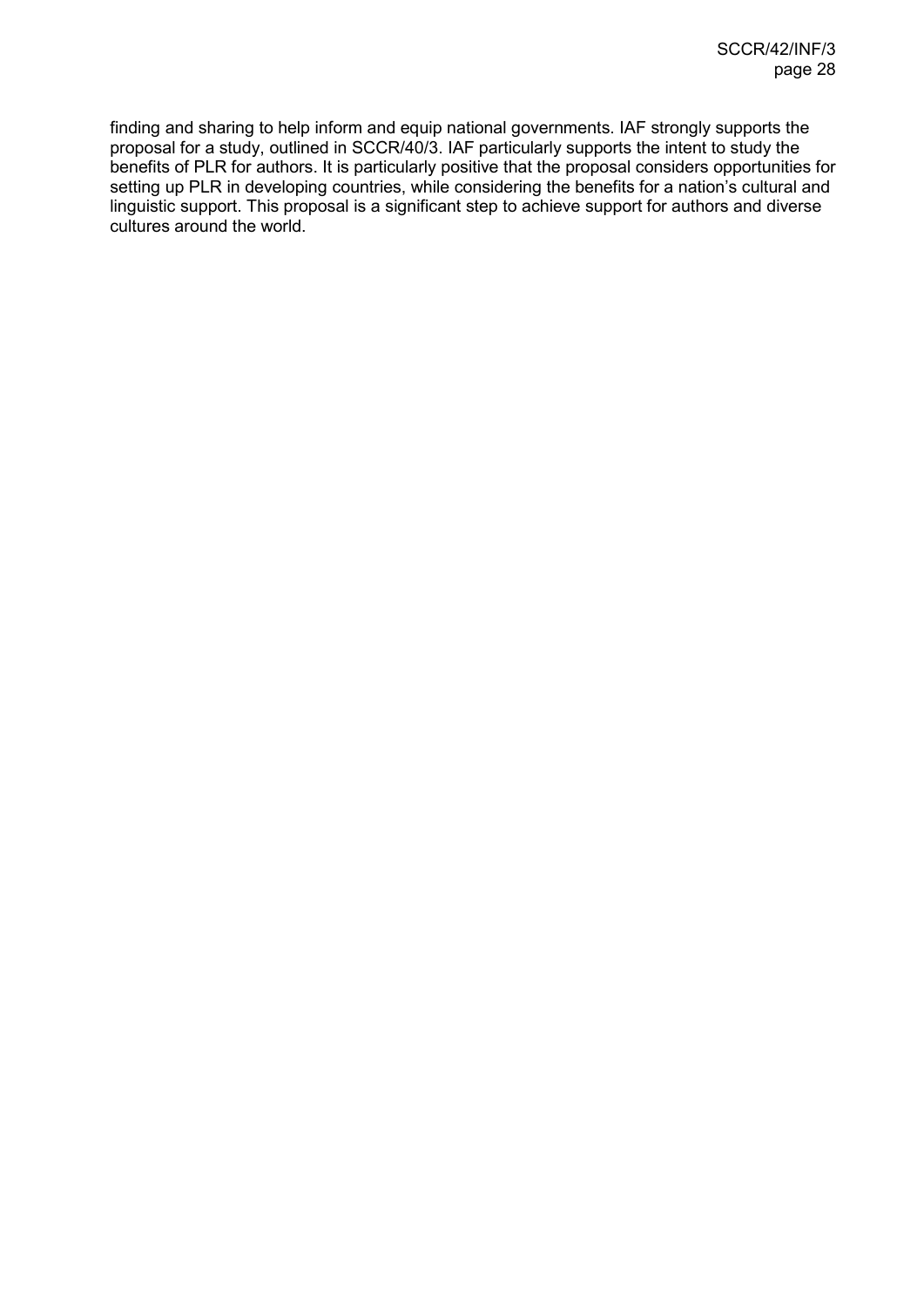finding and sharing to help inform and equip national governments. IAF strongly supports the proposal for a study, outlined in SCCR/40/3. IAF particularly supports the intent to study the benefits of PLR for authors. It is particularly positive that the proposal considers opportunities for setting up PLR in developing countries, while considering the benefits for a nation's cultural and linguistic support. This proposal is a significant step to achieve support for authors and diverse cultures around the world.